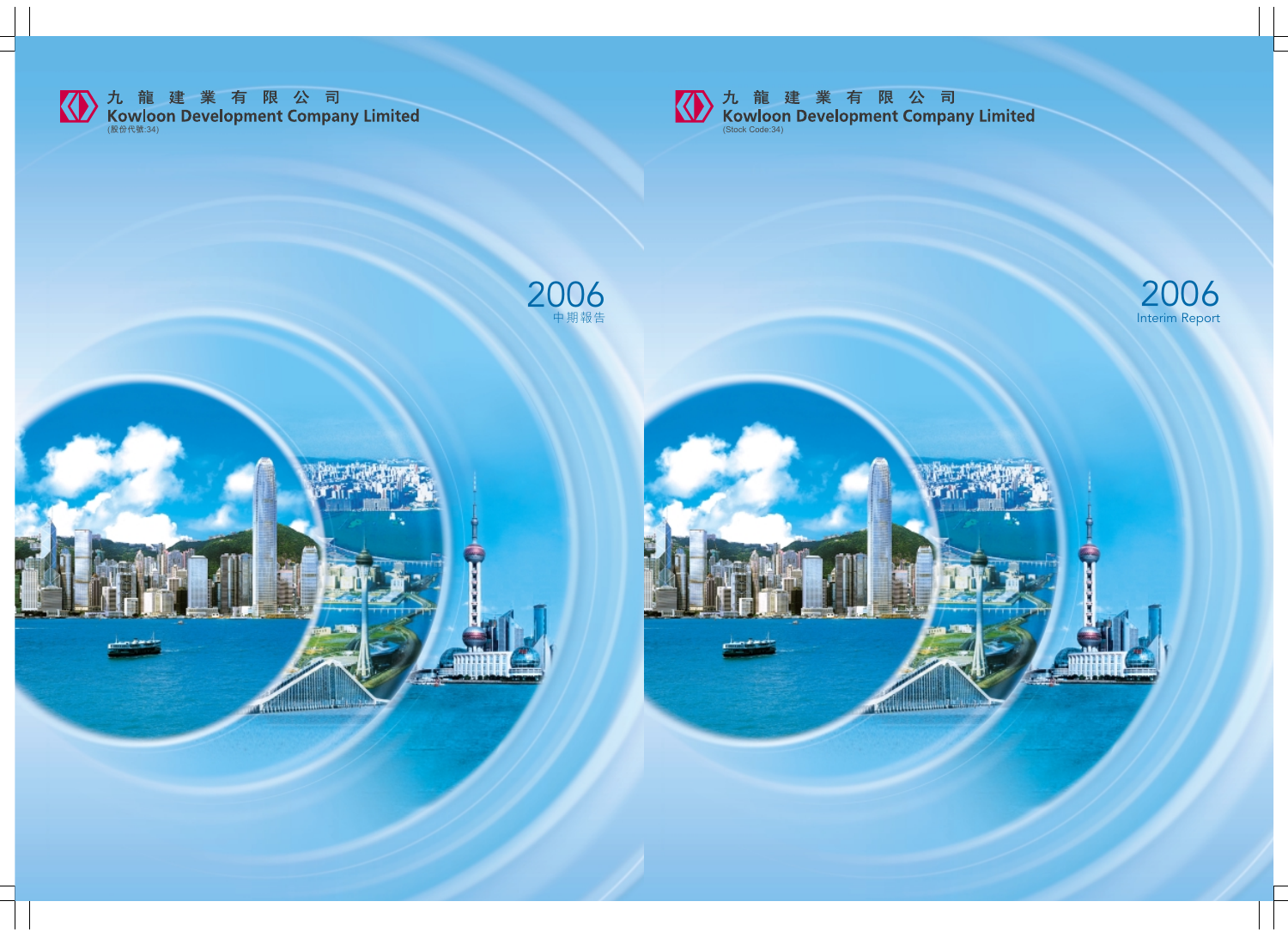九 龍 建 業 有 限 公 司
Kowloon Development Company Limited
(股份代號:34)

2006
中期報告

九 龍 建 業 有 限 公 司
Kowloon Development Company Limited
(Stock Code:34)

2006
Interim Report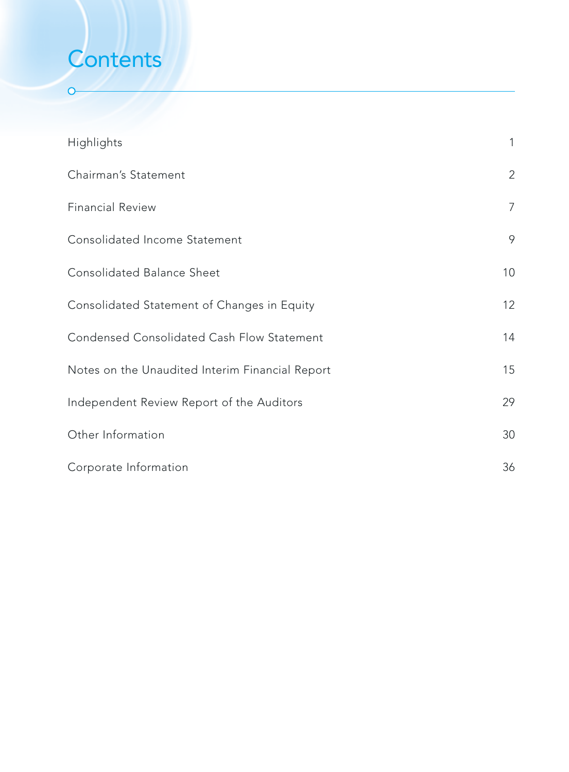# Contents

| | |
|---|---|
| Highlights | 1 |
| Chairman's Statement | 2 |
| Financial Review | 7 |
| Consolidated Income Statement | 9 |
| Consolidated Balance Sheet | 10 |
| Consolidated Statement of Changes in Equity | 12 |
| Condensed Consolidated Cash Flow Statement | 14 |
| Notes on the Unaudited Interim Financial Report | 15 |
| Independent Review Report of the Auditors | 29 |
| Other Information | 30 |
| Corporate Information | 36 |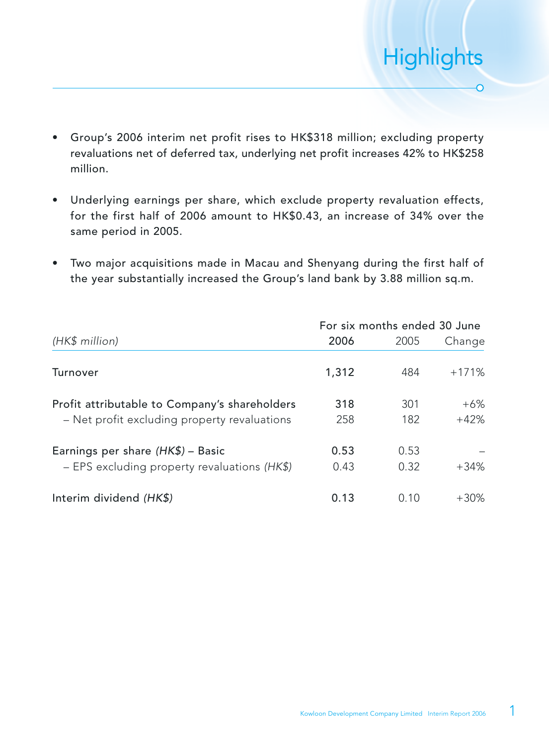# Highlights

- Group's 2006 interim net profit rises to HK$318 million; excluding property revaluations net of deferred tax, underlying net profit increases 42% to HK$258 million.
- Underlying earnings per share, which exclude property revaluation effects, for the first half of 2006 amount to HK$0.43, an increase of 34% over the same period in 2005.
- Two major acquisitions made in Macau and Shenyang during the first half of the year substantially increased the Group's land bank by 3.88 million sq.m.

| *(HK$ million)* | For six months ended 30 June 2006 | 2005 | Change |
|---|---|---|---|
| Turnover | **1,312** | 484 | +171% |
| Profit attributable to Company's shareholders | **318** | 301 | +6% |
| – Net profit excluding property revaluations | 258 | 182 | +42% |
| Earnings per share *(HK$)* – Basic | **0.53** | 0.53 | – |
| – EPS excluding property revaluations *(HK$)* | 0.43 | 0.32 | +34% |
| Interim dividend *(HK$)* | **0.13** | 0.10 | +30% |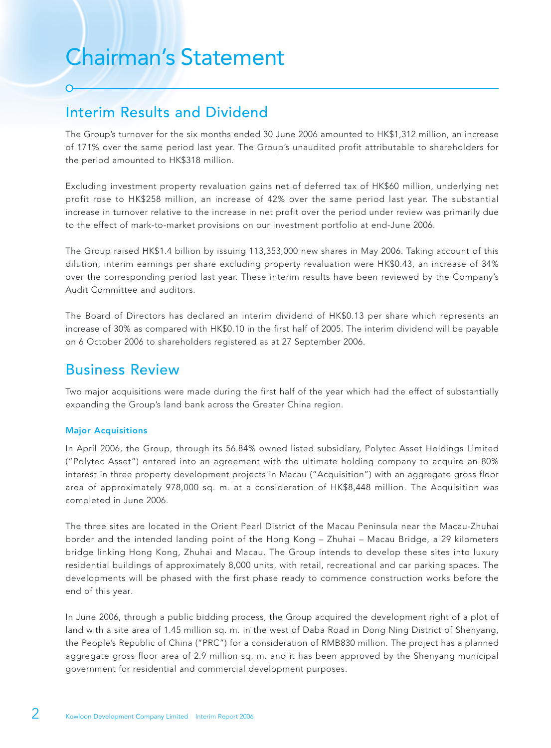# Chairman's Statement

## Interim Results and Dividend

The Group's turnover for the six months ended 30 June 2006 amounted to HK$1,312 million, an increase of 171% over the same period last year. The Group's unaudited profit attributable to shareholders for the period amounted to HK$318 million.

Excluding investment property revaluation gains net of deferred tax of HK$60 million, underlying net profit rose to HK$258 million, an increase of 42% over the same period last year. The substantial increase in turnover relative to the increase in net profit over the period under review was primarily due to the effect of mark-to-market provisions on our investment portfolio at end-June 2006.

The Group raised HK$1.4 billion by issuing 113,353,000 new shares in May 2006. Taking account of this dilution, interim earnings per share excluding property revaluation were HK$0.43, an increase of 34% over the corresponding period last year. These interim results have been reviewed by the Company's Audit Committee and auditors.

The Board of Directors has declared an interim dividend of HK$0.13 per share which represents an increase of 30% as compared with HK$0.10 in the first half of 2005. The interim dividend will be payable on 6 October 2006 to shareholders registered as at 27 September 2006.

## Business Review

Two major acquisitions were made during the first half of the year which had the effect of substantially expanding the Group's land bank across the Greater China region.

### Major Acquisitions

In April 2006, the Group, through its 56.84% owned listed subsidiary, Polytec Asset Holdings Limited ("Polytec Asset") entered into an agreement with the ultimate holding company to acquire an 80% interest in three property development projects in Macau ("Acquisition") with an aggregate gross floor area of approximately 978,000 sq. m. at a consideration of HK$8,448 million. The Acquisition was completed in June 2006.

The three sites are located in the Orient Pearl District of the Macau Peninsula near the Macau-Zhuhai border and the intended landing point of the Hong Kong – Zhuhai – Macau Bridge, a 29 kilometers bridge linking Hong Kong, Zhuhai and Macau. The Group intends to develop these sites into luxury residential buildings of approximately 8,000 units, with retail, recreational and car parking spaces. The developments will be phased with the first phase ready to commence construction works before the end of this year.

In June 2006, through a public bidding process, the Group acquired the development right of a plot of land with a site area of 1.45 million sq. m. in the west of Daba Road in Dong Ning District of Shenyang, the People's Republic of China ("PRC") for a consideration of RMB830 million. The project has a planned aggregate gross floor area of 2.9 million sq. m. and it has been approved by the Shenyang municipal government for residential and commercial development purposes.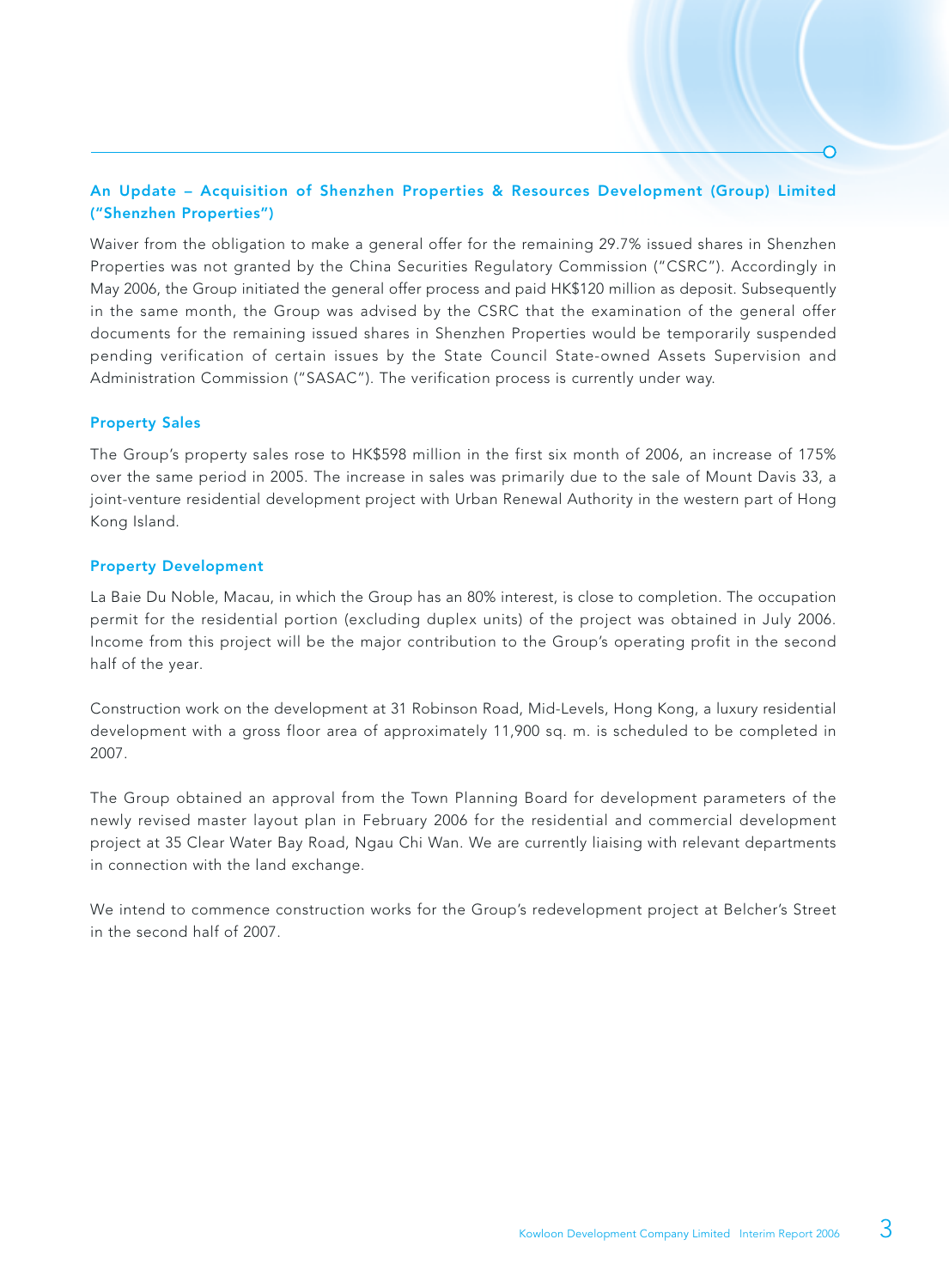### An Update – Acquisition of Shenzhen Properties & Resources Development (Group) Limited ("Shenzhen Properties")

Waiver from the obligation to make a general offer for the remaining 29.7% issued shares in Shenzhen Properties was not granted by the China Securities Regulatory Commission ("CSRC"). Accordingly in May 2006, the Group initiated the general offer process and paid HK$120 million as deposit. Subsequently in the same month, the Group was advised by the CSRC that the examination of the general offer documents for the remaining issued shares in Shenzhen Properties would be temporarily suspended pending verification of certain issues by the State Council State-owned Assets Supervision and Administration Commission ("SASAC"). The verification process is currently under way.

### Property Sales

The Group's property sales rose to HK$598 million in the first six month of 2006, an increase of 175% over the same period in 2005. The increase in sales was primarily due to the sale of Mount Davis 33, a joint-venture residential development project with Urban Renewal Authority in the western part of Hong Kong Island.

### Property Development

La Baie Du Noble, Macau, in which the Group has an 80% interest, is close to completion. The occupation permit for the residential portion (excluding duplex units) of the project was obtained in July 2006. Income from this project will be the major contribution to the Group's operating profit in the second half of the year.

Construction work on the development at 31 Robinson Road, Mid-Levels, Hong Kong, a luxury residential development with a gross floor area of approximately 11,900 sq. m. is scheduled to be completed in 2007.

The Group obtained an approval from the Town Planning Board for development parameters of the newly revised master layout plan in February 2006 for the residential and commercial development project at 35 Clear Water Bay Road, Ngau Chi Wan. We are currently liaising with relevant departments in connection with the land exchange.

We intend to commence construction works for the Group's redevelopment project at Belcher's Street in the second half of 2007.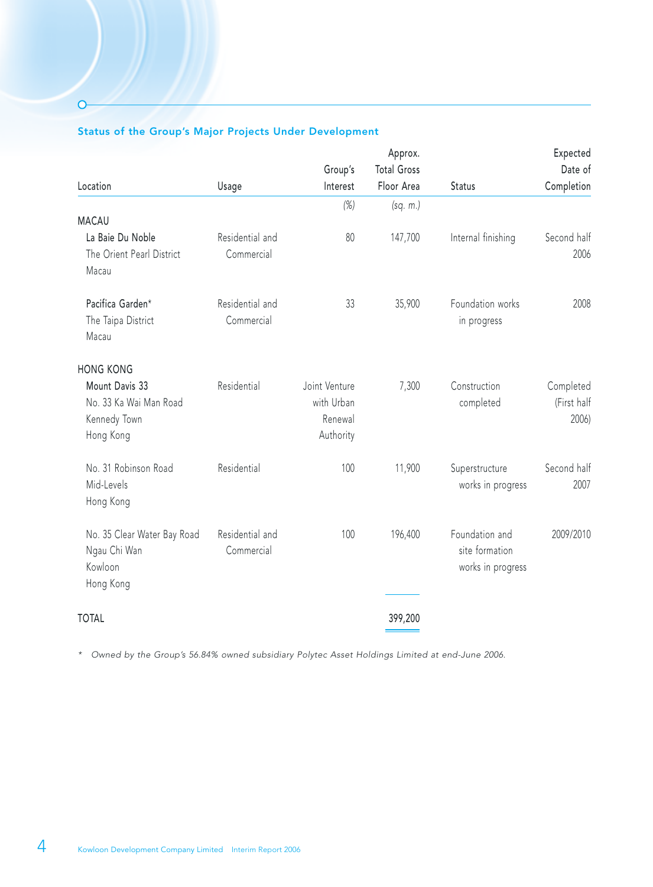## Status of the Group's Major Projects Under Development

| Location | Usage | Group's Interest | Approx. Total Gross Floor Area | Status | Expected Date of Completion |
|---|---|---|---|---|---|
| | | (%) | (sq. m.) | | |
| **MACAU** | | | | | |
| La Baie Du Noble<br>The Orient Pearl District<br>Macau | Residential and Commercial | 80 | 147,700 | Internal finishing | Second half 2006 |
| Pacifica Garden*<br>The Taipa District<br>Macau | Residential and Commercial | 33 | 35,900 | Foundation works in progress | 2008 |
| **HONG KONG** | | | | | |
| Mount Davis 33<br>No. 33 Ka Wai Man Road<br>Kennedy Town<br>Hong Kong | Residential | Joint Venture with Urban Renewal Authority | 7,300 | Construction completed | Completed (First half 2006) |
| No. 31 Robinson Road<br>Mid-Levels<br>Hong Kong | Residential | 100 | 11,900 | Superstructure works in progress | Second half 2007 |
| No. 35 Clear Water Bay Road<br>Ngau Chi Wan<br>Kowloon<br>Hong Kong | Residential and Commercial | 100 | 196,400 | Foundation and site formation works in progress | 2009/2010 |
| **TOTAL** | | | 399,200 | | |

* *Owned by the Group's 56.84% owned subsidiary Polytec Asset Holdings Limited at end-June 2006.*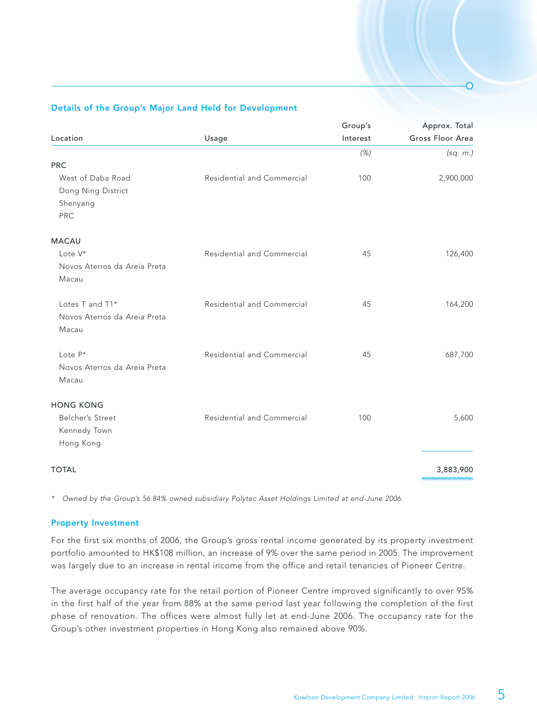### Details of the Group's Major Land Held for Development

| Location | Usage | Group's Interest | Approx. Total Gross Floor Area |
|---|---|---|---|
| | | *(%)* | *(sq. m.)* |
| **PRC** | | | |
| West of Daba Road<br>Dong Ning District<br>Shenyang<br>PRC | Residential and Commercial | 100 | 2,900,000 |
| **MACAU** | | | |
| Lote V*<br>Novos Aterros da Areia Preta<br>Macau | Residential and Commercial | 45 | 126,400 |
| Lotes T and T1*<br>Novos Aterros da Areia Preta<br>Macau | Residential and Commercial | 45 | 164,200 |
| Lote P*<br>Novos Aterros da Areia Preta<br>Macau | Residential and Commercial | 45 | 687,700 |
| **HONG KONG** | | | |
| Belcher's Street<br>Kennedy Town<br>Hong Kong | Residential and Commercial | 100 | 5,600 |
| **TOTAL** | | | 3,883,900 |

\* *Owned by the Group's 56.84% owned subsidiary Polytec Asset Holdings Limited at end-June 2006.*

### Property Investment

For the first six months of 2006, the Group's gross rental income generated by its property investment portfolio amounted to HK$108 million, an increase of 9% over the same period in 2005. The improvement was largely due to an increase in rental income from the office and retail tenancies of Pioneer Centre.

The average occupancy rate for the retail portion of Pioneer Centre improved significantly to over 95% in the first half of the year from 88% at the same period last year following the completion of the first phase of renovation. The offices were almost fully let at end-June 2006. The occupancy rate for the Group's other investment properties in Hong Kong also remained above 90%.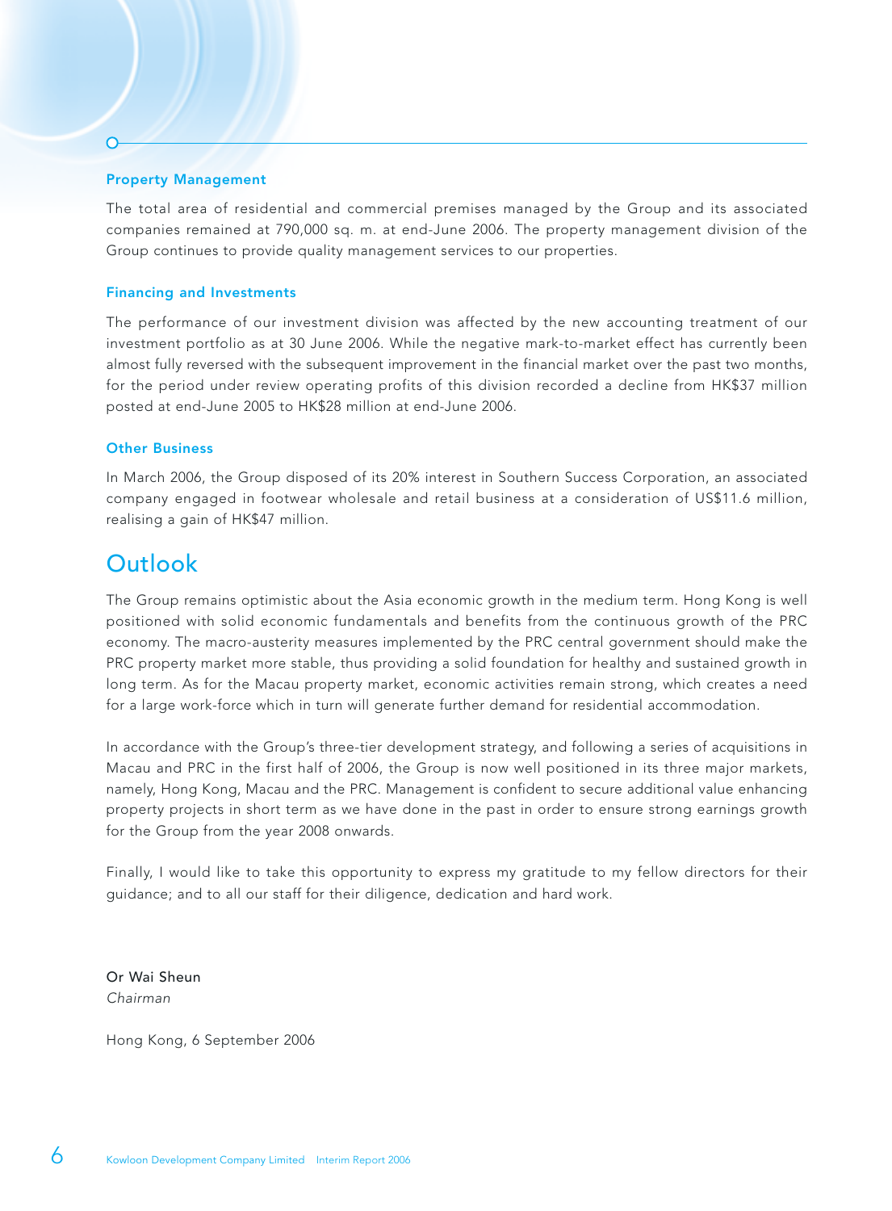### Property Management

The total area of residential and commercial premises managed by the Group and its associated companies remained at 790,000 sq. m. at end-June 2006. The property management division of the Group continues to provide quality management services to our properties.

### Financing and Investments

The performance of our investment division was affected by the new accounting treatment of our investment portfolio as at 30 June 2006. While the negative mark-to-market effect has currently been almost fully reversed with the subsequent improvement in the financial market over the past two months, for the period under review operating profits of this division recorded a decline from HK$37 million posted at end-June 2005 to HK$28 million at end-June 2006.

### Other Business

In March 2006, the Group disposed of its 20% interest in Southern Success Corporation, an associated company engaged in footwear wholesale and retail business at a consideration of US$11.6 million, realising a gain of HK$47 million.

## Outlook

The Group remains optimistic about the Asia economic growth in the medium term. Hong Kong is well positioned with solid economic fundamentals and benefits from the continuous growth of the PRC economy. The macro-austerity measures implemented by the PRC central government should make the PRC property market more stable, thus providing a solid foundation for healthy and sustained growth in long term. As for the Macau property market, economic activities remain strong, which creates a need for a large work-force which in turn will generate further demand for residential accommodation.

In accordance with the Group's three-tier development strategy, and following a series of acquisitions in Macau and PRC in the first half of 2006, the Group is now well positioned in its three major markets, namely, Hong Kong, Macau and the PRC. Management is confident to secure additional value enhancing property projects in short term as we have done in the past in order to ensure strong earnings growth for the Group from the year 2008 onwards.

Finally, I would like to take this opportunity to express my gratitude to my fellow directors for their guidance; and to all our staff for their diligence, dedication and hard work.

Or Wai Sheun
*Chairman*

Hong Kong, 6 September 2006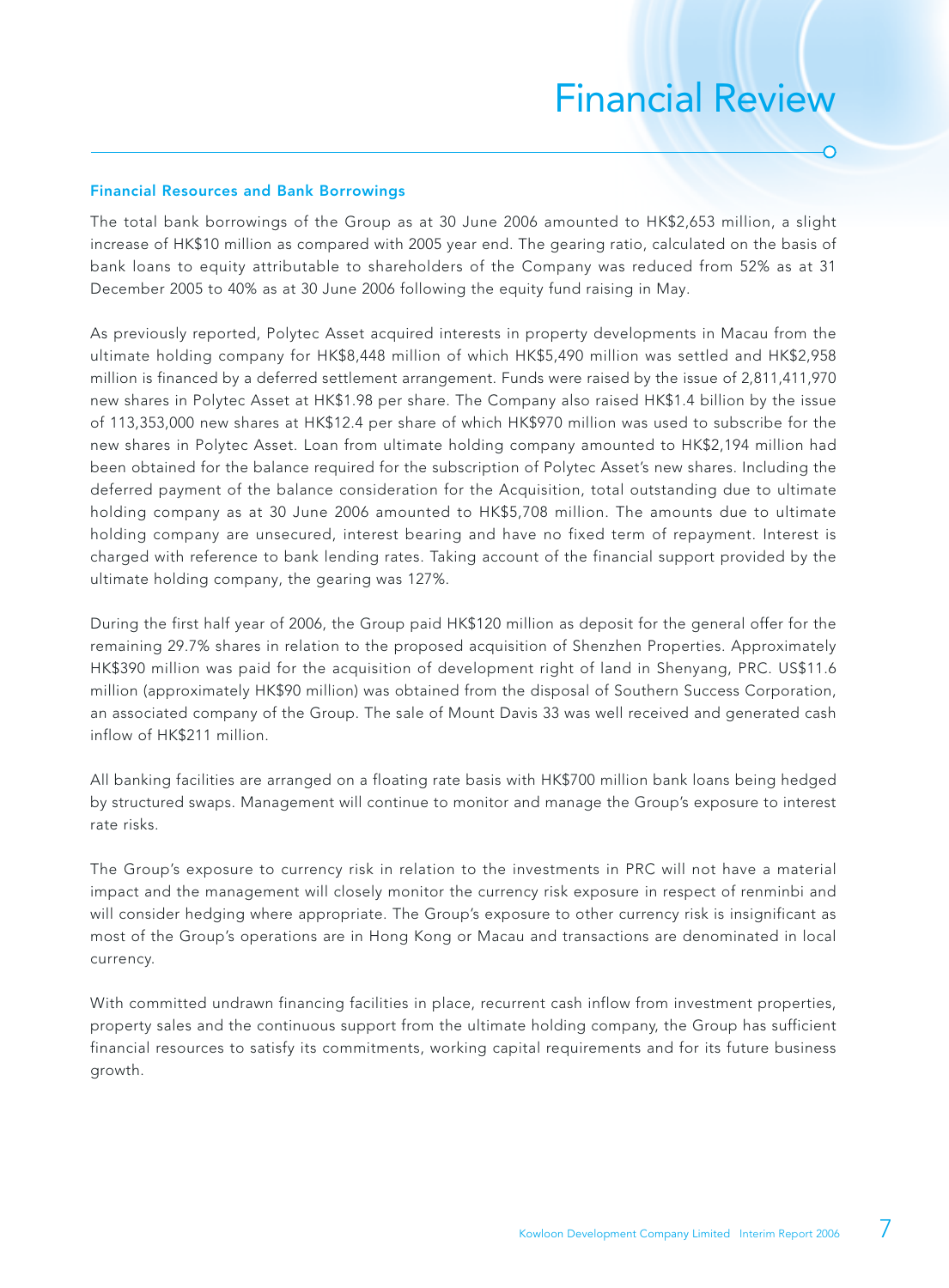# Financial Review

### Financial Resources and Bank Borrowings

The total bank borrowings of the Group as at 30 June 2006 amounted to HK$2,653 million, a slight increase of HK$10 million as compared with 2005 year end. The gearing ratio, calculated on the basis of bank loans to equity attributable to shareholders of the Company was reduced from 52% as at 31 December 2005 to 40% as at 30 June 2006 following the equity fund raising in May.

As previously reported, Polytec Asset acquired interests in property developments in Macau from the ultimate holding company for HK$8,448 million of which HK$5,490 million was settled and HK$2,958 million is financed by a deferred settlement arrangement. Funds were raised by the issue of 2,811,411,970 new shares in Polytec Asset at HK$1.98 per share. The Company also raised HK$1.4 billion by the issue of 113,353,000 new shares at HK$12.4 per share of which HK$970 million was used to subscribe for the new shares in Polytec Asset. Loan from ultimate holding company amounted to HK$2,194 million had been obtained for the balance required for the subscription of Polytec Asset's new shares. Including the deferred payment of the balance consideration for the Acquisition, total outstanding due to ultimate holding company as at 30 June 2006 amounted to HK$5,708 million. The amounts due to ultimate holding company are unsecured, interest bearing and have no fixed term of repayment. Interest is charged with reference to bank lending rates. Taking account of the financial support provided by the ultimate holding company, the gearing was 127%.

During the first half year of 2006, the Group paid HK$120 million as deposit for the general offer for the remaining 29.7% shares in relation to the proposed acquisition of Shenzhen Properties. Approximately HK$390 million was paid for the acquisition of development right of land in Shenyang, PRC. US$11.6 million (approximately HK$90 million) was obtained from the disposal of Southern Success Corporation, an associated company of the Group. The sale of Mount Davis 33 was well received and generated cash inflow of HK$211 million.

All banking facilities are arranged on a floating rate basis with HK$700 million bank loans being hedged by structured swaps. Management will continue to monitor and manage the Group's exposure to interest rate risks.

The Group's exposure to currency risk in relation to the investments in PRC will not have a material impact and the management will closely monitor the currency risk exposure in respect of renminbi and will consider hedging where appropriate. The Group's exposure to other currency risk is insignificant as most of the Group's operations are in Hong Kong or Macau and transactions are denominated in local currency.

With committed undrawn financing facilities in place, recurrent cash inflow from investment properties, property sales and the continuous support from the ultimate holding company, the Group has sufficient financial resources to satisfy its commitments, working capital requirements and for its future business growth.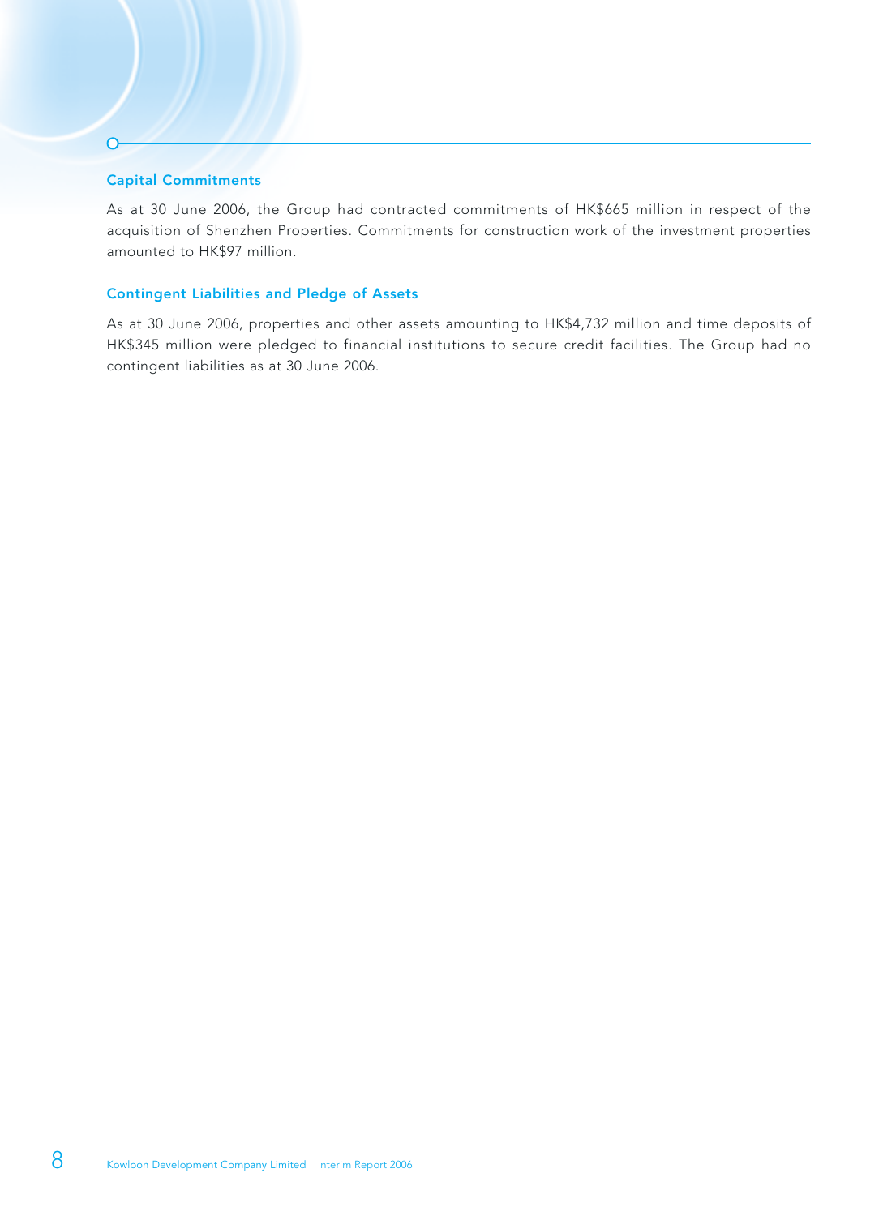### Capital Commitments

As at 30 June 2006, the Group had contracted commitments of HK$665 million in respect of the acquisition of Shenzhen Properties. Commitments for construction work of the investment properties amounted to HK$97 million.

### Contingent Liabilities and Pledge of Assets

As at 30 June 2006, properties and other assets amounting to HK$4,732 million and time deposits of HK$345 million were pledged to financial institutions to secure credit facilities. The Group had no contingent liabilities as at 30 June 2006.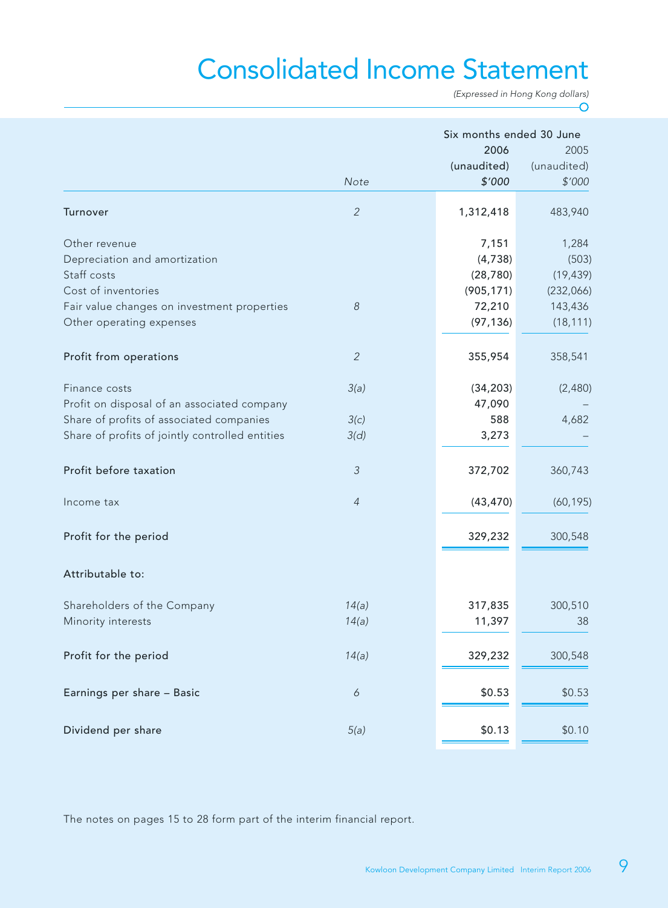# Consolidated Income Statement

*(Expressed in Hong Kong dollars)*

| | Note | Six months ended 30 June 2006 (unaudited) $'000 | 2005 (unaudited) $'000 |
|---|---|---|---|
| **Turnover** | 2 | **1,312,418** | 483,940 |
| Other revenue | | **7,151** | 1,284 |
| Depreciation and amortization | | **(4,738)** | (503) |
| Staff costs | | **(28,780)** | (19,439) |
| Cost of inventories | | **(905,171)** | (232,066) |
| Fair value changes on investment properties | 8 | **72,210** | 143,436 |
| Other operating expenses | | **(97,136)** | (18,111) |
| **Profit from operations** | 2 | **355,954** | 358,541 |
| Finance costs | 3(a) | **(34,203)** | (2,480) |
| Profit on disposal of an associated company | | **47,090** | – |
| Share of profits of associated companies | 3(c) | **588** | 4,682 |
| Share of profits of jointly controlled entities | 3(d) | **3,273** | – |
| **Profit before taxation** | 3 | **372,702** | 360,743 |
| Income tax | 4 | **(43,470)** | (60,195) |
| **Profit for the period** | | **329,232** | 300,548 |
| **Attributable to:** | | | |
| Shareholders of the Company | 14(a) | **317,835** | 300,510 |
| Minority interests | 14(a) | **11,397** | 38 |
| **Profit for the period** | 14(a) | **329,232** | 300,548 |
| **Earnings per share – Basic** | 6 | **$0.53** | $0.53 |
| **Dividend per share** | 5(a) | **$0.13** | $0.10 |

The notes on pages 15 to 28 form part of the interim financial report.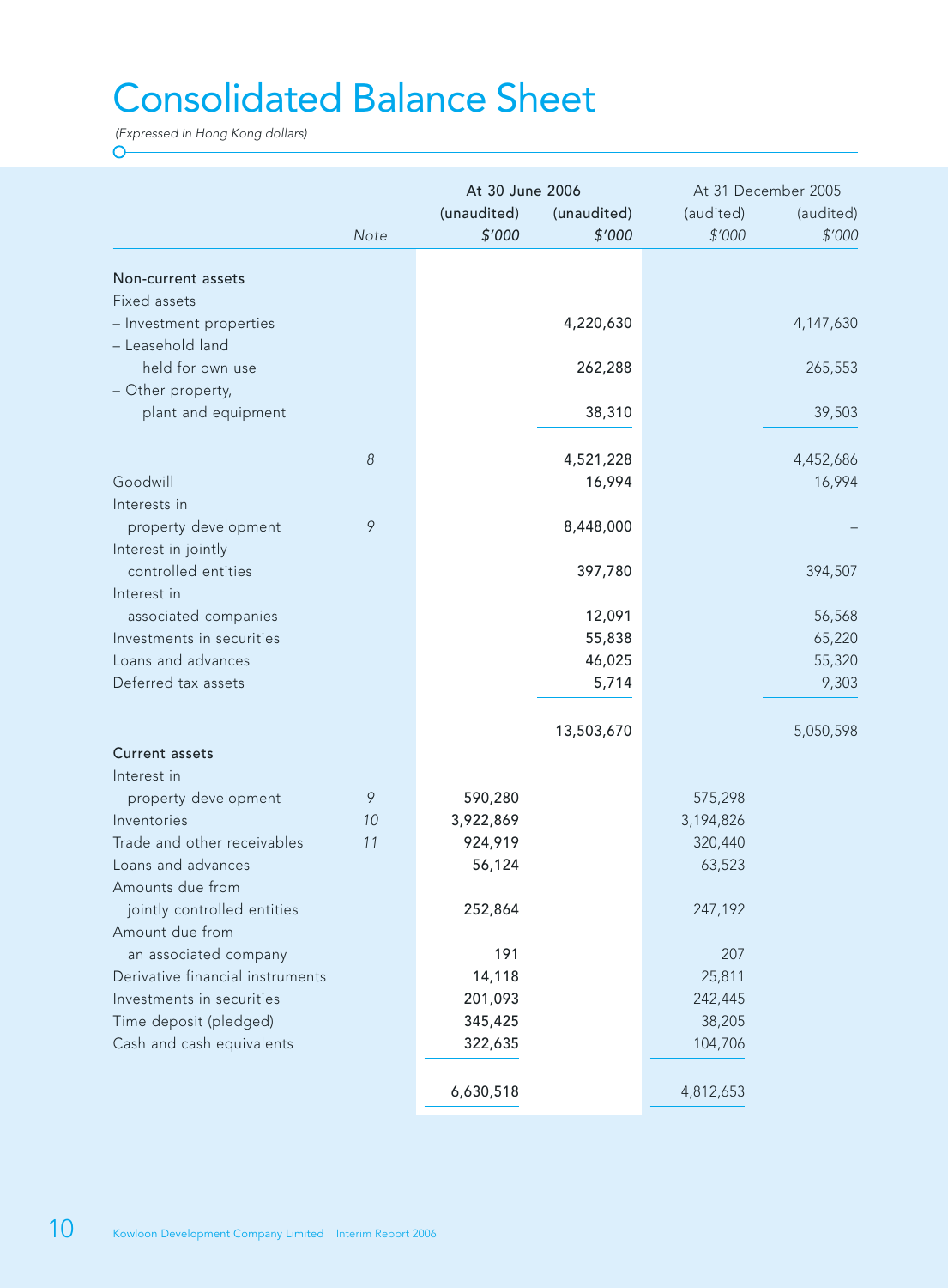# Consolidated Balance Sheet

*(Expressed in Hong Kong dollars)*

| | Note | At 30 June 2006 (unaudited) $'000 | At 30 June 2006 (unaudited) $'000 | At 31 December 2005 (audited) $'000 | At 31 December 2005 (audited) $'000 |
|---|---|---|---|---|---|
| **Non-current assets** | | | | | |
| Fixed assets | | | | | |
| – Investment properties | | | 4,220,630 | | 4,147,630 |
| – Leasehold land held for own use | | | 262,288 | | 265,553 |
| – Other property, plant and equipment | | | 38,310 | | 39,503 |
| | 8 | | 4,521,228 | | 4,452,686 |
| Goodwill | | | 16,994 | | 16,994 |
| Interests in property development | 9 | | 8,448,000 | | – |
| Interest in jointly controlled entities | | | 397,780 | | 394,507 |
| Interest in associated companies | | | 12,091 | | 56,568 |
| Investments in securities | | | 55,838 | | 65,220 |
| Loans and advances | | | 46,025 | | 55,320 |
| Deferred tax assets | | | 5,714 | | 9,303 |
| | | | 13,503,670 | | 5,050,598 |
| **Current assets** | | | | | |
| Interest in property development | 9 | 590,280 | | 575,298 | |
| Inventories | 10 | 3,922,869 | | 3,194,826 | |
| Trade and other receivables | 11 | 924,919 | | 320,440 | |
| Loans and advances | | 56,124 | | 63,523 | |
| Amounts due from jointly controlled entities | | 252,864 | | 247,192 | |
| Amount due from an associated company | | 191 | | 207 | |
| Derivative financial instruments | | 14,118 | | 25,811 | |
| Investments in securities | | 201,093 | | 242,445 | |
| Time deposit (pledged) | | 345,425 | | 38,205 | |
| Cash and cash equivalents | | 322,635 | | 104,706 | |
| | | 6,630,518 | | 4,812,653 | |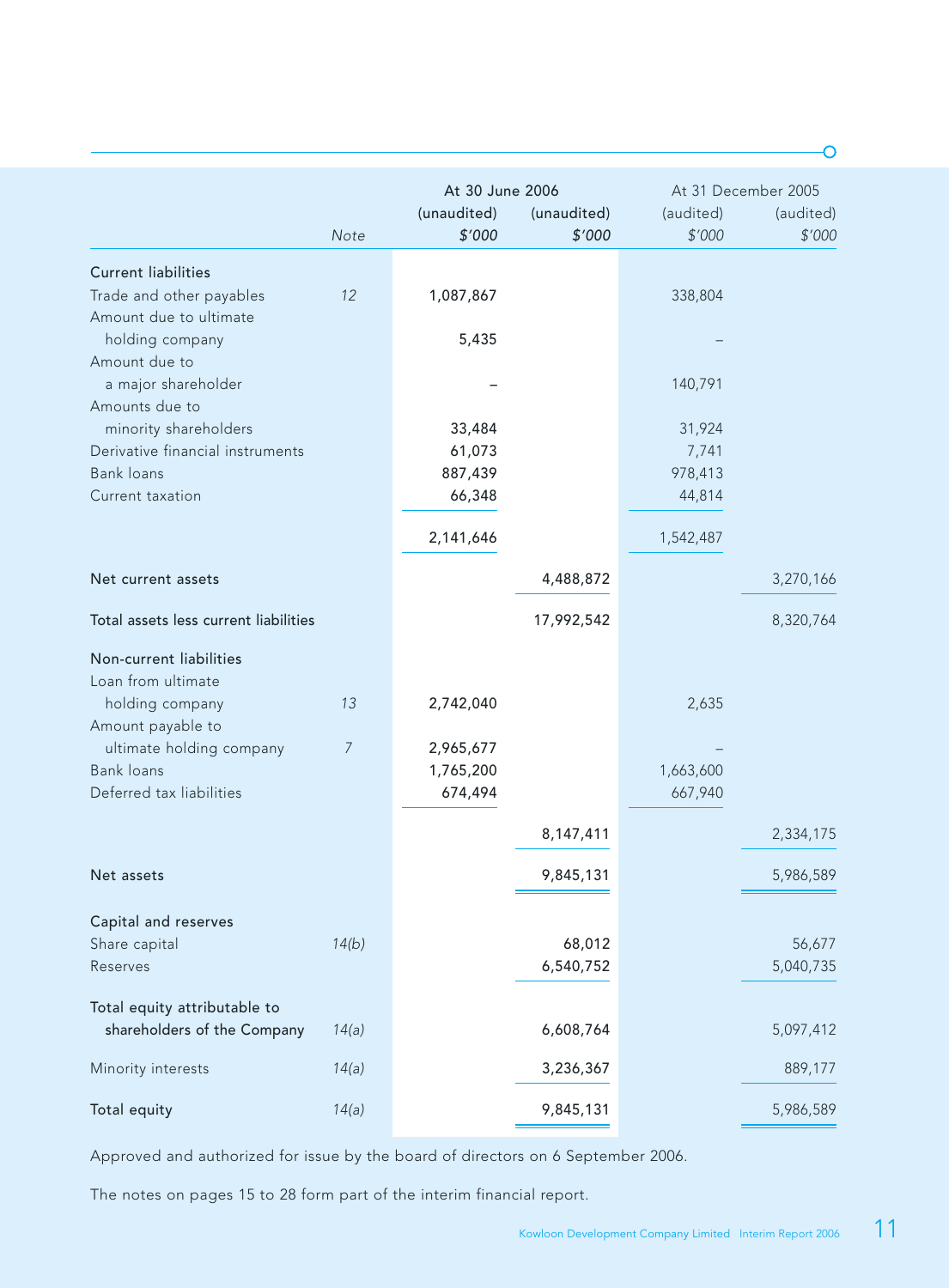| | Note | At 30 June 2006 (unaudited) $'000 | At 30 June 2006 (unaudited) $'000 | At 31 December 2005 (audited) $'000 | At 31 December 2005 (audited) $'000 |
|---|---|---|---|---|---|
| **Current liabilities** | | | | | |
| Trade and other payables | 12 | 1,087,867 | | 338,804 | |
| Amount due to ultimate holding company | | 5,435 | | – | |
| Amount due to a major shareholder | | – | | 140,791 | |
| Amounts due to minority shareholders | | 33,484 | | 31,924 | |
| Derivative financial instruments | | 61,073 | | 7,741 | |
| Bank loans | | 887,439 | | 978,413 | |
| Current taxation | | 66,348 | | 44,814 | |
| | | 2,141,646 | | 1,542,487 | |
| **Net current assets** | | | 4,488,872 | | 3,270,166 |
| **Total assets less current liabilities** | | | 17,992,542 | | 8,320,764 |
| **Non-current liabilities** | | | | | |
| Loan from ultimate holding company | 13 | 2,742,040 | | 2,635 | |
| Amount payable to ultimate holding company | 7 | 2,965,677 | | – | |
| Bank loans | | 1,765,200 | | 1,663,600 | |
| Deferred tax liabilities | | 674,494 | | 667,940 | |
| | | | 8,147,411 | | 2,334,175 |
| **Net assets** | | | 9,845,131 | | 5,986,589 |
| **Capital and reserves** | | | | | |
| Share capital | 14(b) | | 68,012 | | 56,677 |
| Reserves | | | 6,540,752 | | 5,040,735 |
| **Total equity attributable to shareholders of the Company** | 14(a) | | 6,608,764 | | 5,097,412 |
| Minority interests | 14(a) | | 3,236,367 | | 889,177 |
| **Total equity** | 14(a) | | 9,845,131 | | 5,986,589 |

Approved and authorized for issue by the board of directors on 6 September 2006.

The notes on pages 15 to 28 form part of the interim financial report.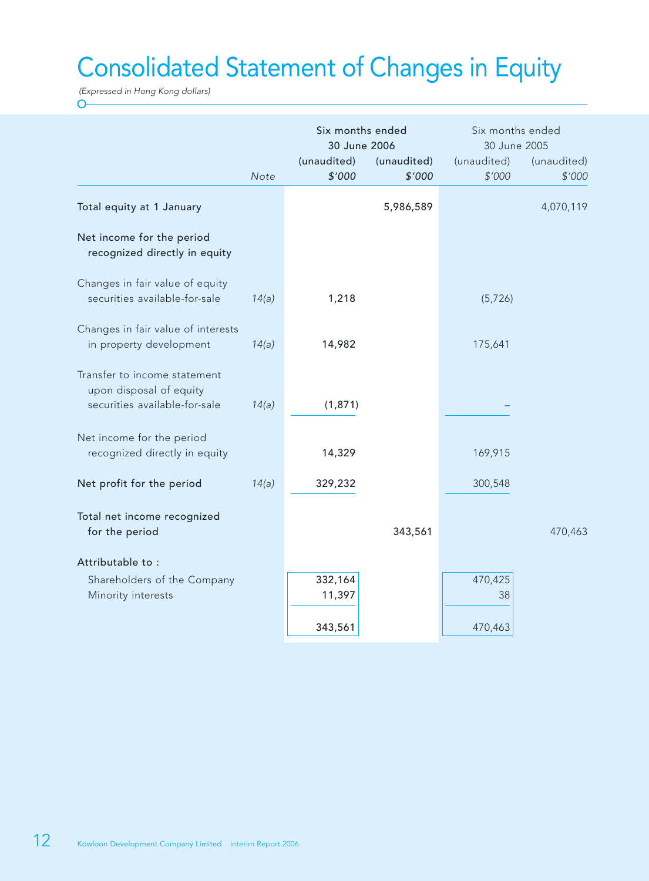# Consolidated Statement of Changes in Equity

*(Expressed in Hong Kong dollars)*

| | Note | Six months ended 30 June 2006 | | Six months ended 30 June 2005 | |
|---|---|---|---|---|---|
| | | (unaudited) | (unaudited) | (unaudited) | (unaudited) |
| | | $'000 | $'000 | $'000 | $'000 |
| Total equity at 1 January | | | 5,986,589 | | 4,070,119 |
| Net income for the period recognized directly in equity | | | | | |
| Changes in fair value of equity securities available-for-sale | 14(a) | 1,218 | | (5,726) | |
| Changes in fair value of interests in property development | 14(a) | 14,982 | | 175,641 | |
| Transfer to income statement upon disposal of equity securities available-for-sale | 14(a) | (1,871) | | – | |
| Net income for the period recognized directly in equity | | 14,329 | | 169,915 | |
| Net profit for the period | 14(a) | 329,232 | | 300,548 | |
| Total net income recognized for the period | | | 343,561 | | 470,463 |
| Attributable to : | | | | | |
| Shareholders of the Company | | 332,164 | | 470,425 | |
| Minority interests | | 11,397 | | 38 | |
| | | 343,561 | | 470,463 | |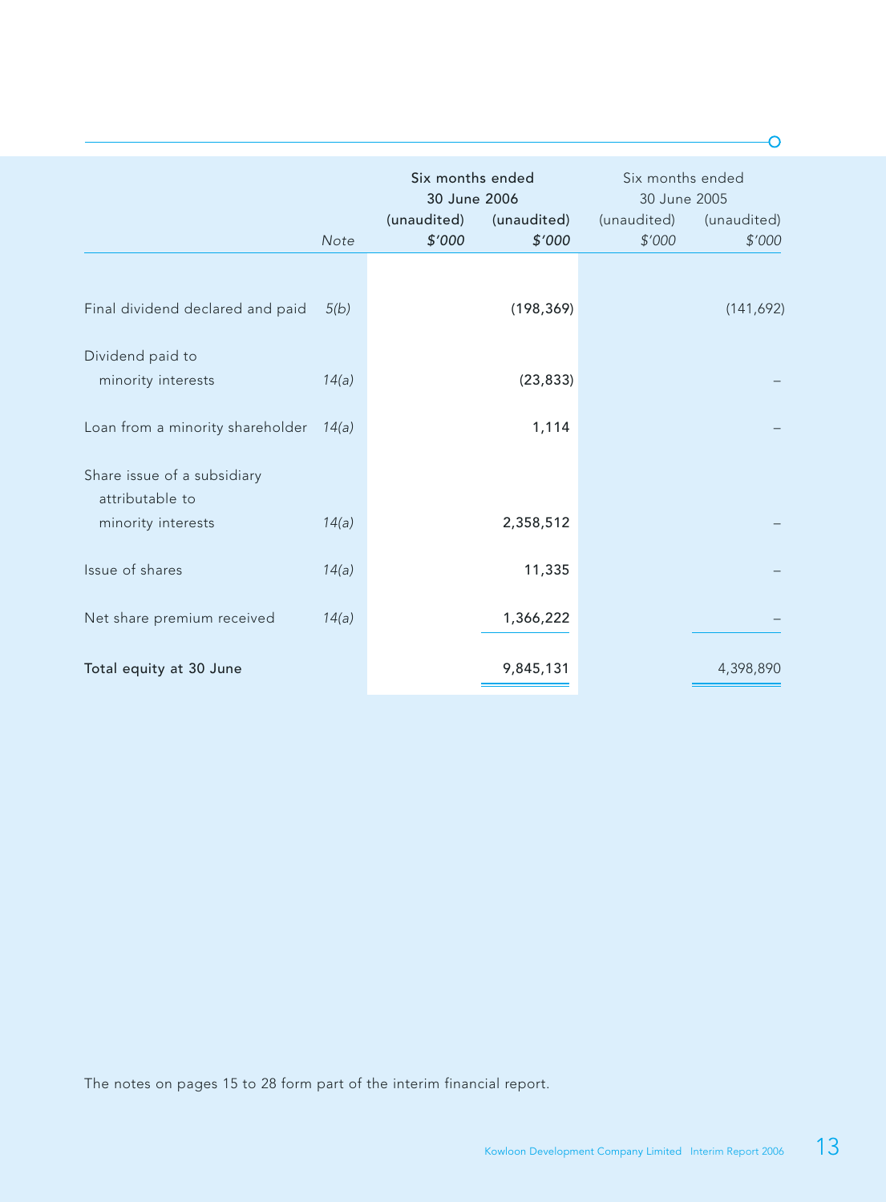| | Note | Six months ended 30 June 2006 (unaudited) $'000 | Six months ended 30 June 2006 (unaudited) $'000 | Six months ended 30 June 2005 (unaudited) $'000 | Six months ended 30 June 2005 (unaudited) $'000 |
|---|---|---|---|---|---|
| Final dividend declared and paid | *5(b)* | | (198,369) | | (141,692) |
| Dividend paid to minority interests | *14(a)* | | (23,833) | | – |
| Loan from a minority shareholder | *14(a)* | | 1,114 | | – |
| Share issue of a subsidiary attributable to minority interests | *14(a)* | | 2,358,512 | | – |
| Issue of shares | *14(a)* | | 11,335 | | – |
| Net share premium received | *14(a)* | | 1,366,222 | | – |
| **Total equity at 30 June** | | | 9,845,131 | | 4,398,890 |

The notes on pages 15 to 28 form part of the interim financial report.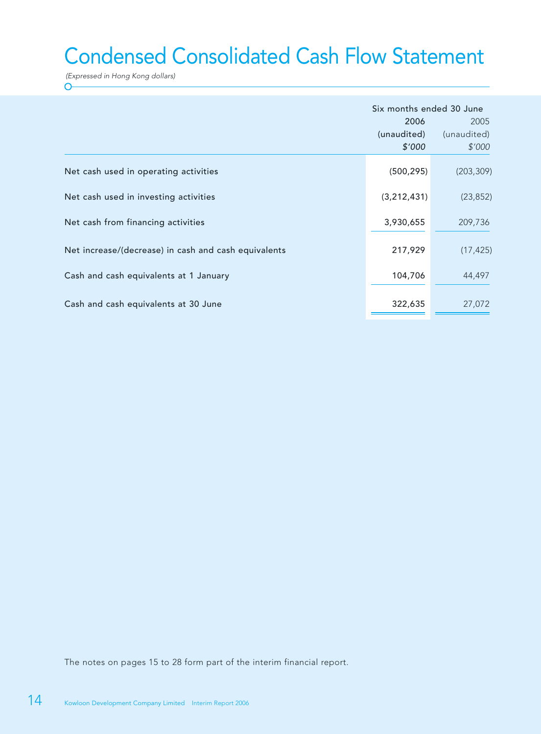# Condensed Consolidated Cash Flow Statement

*(Expressed in Hong Kong dollars)*

| | Six months ended 30 June | |
|---|---|---|
| | 2006 | 2005 |
| | (unaudited) | (unaudited) |
| | *$'000* | *$'000* |
| Net cash used in operating activities | (500,295) | (203,309) |
| Net cash used in investing activities | (3,212,431) | (23,852) |
| Net cash from financing activities | 3,930,655 | 209,736 |
| Net increase/(decrease) in cash and cash equivalents | 217,929 | (17,425) |
| Cash and cash equivalents at 1 January | 104,706 | 44,497 |
| Cash and cash equivalents at 30 June | 322,635 | 27,072 |

The notes on pages 15 to 28 form part of the interim financial report.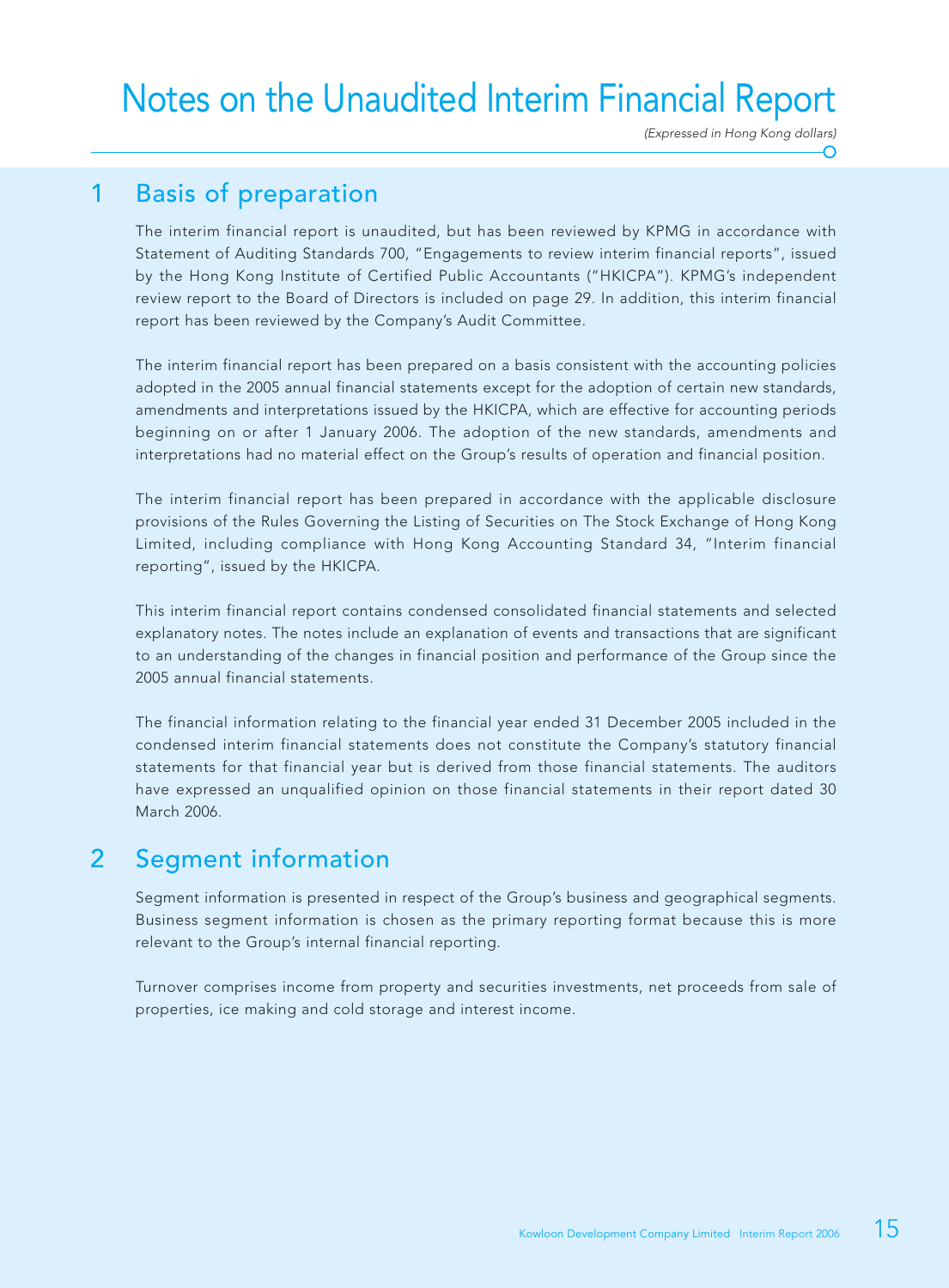# Notes on the Unaudited Interim Financial Report

*(Expressed in Hong Kong dollars)*

## 1 Basis of preparation

The interim financial report is unaudited, but has been reviewed by KPMG in accordance with Statement of Auditing Standards 700, "Engagements to review interim financial reports", issued by the Hong Kong Institute of Certified Public Accountants ("HKICPA"). KPMG's independent review report to the Board of Directors is included on page 29. In addition, this interim financial report has been reviewed by the Company's Audit Committee.

The interim financial report has been prepared on a basis consistent with the accounting policies adopted in the 2005 annual financial statements except for the adoption of certain new standards, amendments and interpretations issued by the HKICPA, which are effective for accounting periods beginning on or after 1 January 2006. The adoption of the new standards, amendments and interpretations had no material effect on the Group's results of operation and financial position.

The interim financial report has been prepared in accordance with the applicable disclosure provisions of the Rules Governing the Listing of Securities on The Stock Exchange of Hong Kong Limited, including compliance with Hong Kong Accounting Standard 34, "Interim financial reporting", issued by the HKICPA.

This interim financial report contains condensed consolidated financial statements and selected explanatory notes. The notes include an explanation of events and transactions that are significant to an understanding of the changes in financial position and performance of the Group since the 2005 annual financial statements.

The financial information relating to the financial year ended 31 December 2005 included in the condensed interim financial statements does not constitute the Company's statutory financial statements for that financial year but is derived from those financial statements. The auditors have expressed an unqualified opinion on those financial statements in their report dated 30 March 2006.

## 2 Segment information

Segment information is presented in respect of the Group's business and geographical segments. Business segment information is chosen as the primary reporting format because this is more relevant to the Group's internal financial reporting.

Turnover comprises income from property and securities investments, net proceeds from sale of properties, ice making and cold storage and interest income.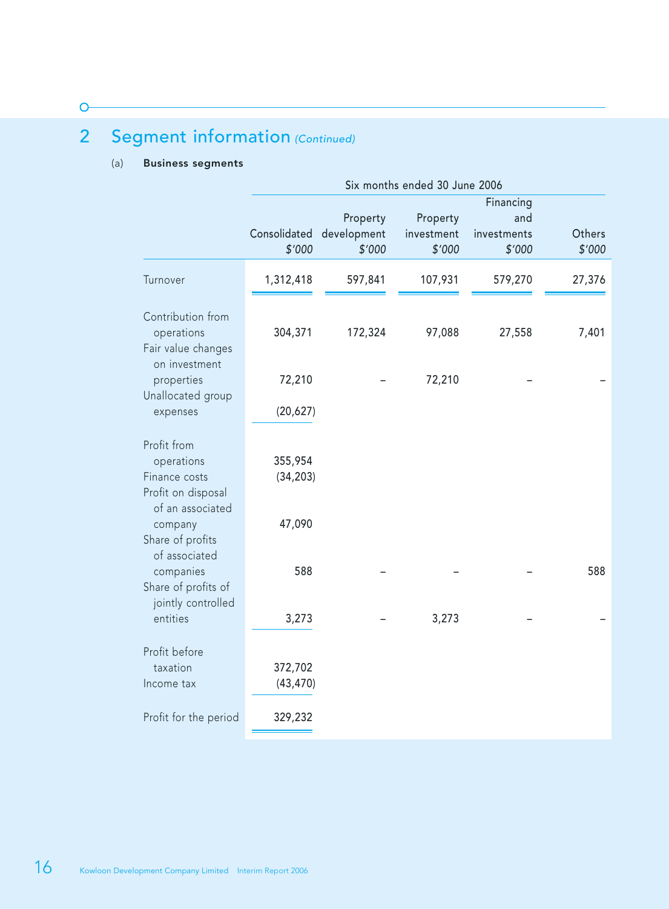## 2 Segment information *(Continued)*

(a) **Business segments**

| | Six months ended 30 June 2006 | | | | |
|---|---|---|---|---|---|
| | Consolidated<br>*$'000* | Property development<br>*$'000* | Property investment<br>*$'000* | Financing and investments<br>*$'000* | Others<br>*$'000* |
| Turnover | 1,312,418 | 597,841 | 107,931 | 579,270 | 27,376 |
| Contribution from operations | 304,371 | 172,324 | 97,088 | 27,558 | 7,401 |
| Fair value changes on investment properties | 72,210 | – | 72,210 | – | – |
| Unallocated group expenses | (20,627) | | | | |
| Profit from operations | 355,954 | | | | |
| Finance costs | (34,203) | | | | |
| Profit on disposal of an associated company | 47,090 | | | | |
| Share of profits of associated companies | 588 | – | – | – | 588 |
| Share of profits of jointly controlled entities | 3,273 | – | 3,273 | – | – |
| Profit before taxation | 372,702 | | | | |
| Income tax | (43,470) | | | | |
| Profit for the period | 329,232 | | | | |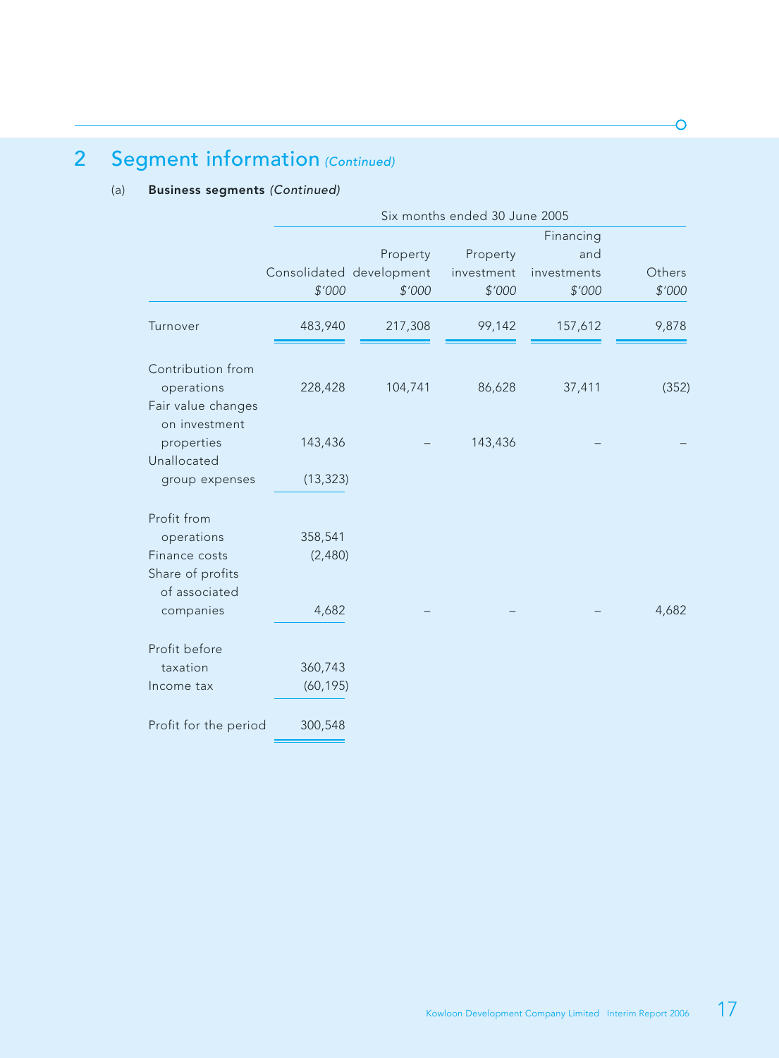## 2 Segment information *(Continued)*

(a) **Business segments** *(Continued)*

| | Six months ended 30 June 2005 | | | | |
|---|---|---|---|---|---|
| | Consolidated | Property development | Property investment | Financing and investments | Others |
| | *$'000* | *$'000* | *$'000* | *$'000* | *$'000* |
| Turnover | 483,940 | 217,308 | 99,142 | 157,612 | 9,878 |
| Contribution from operations | 228,428 | 104,741 | 86,628 | 37,411 | (352) |
| Fair value changes on investment properties | 143,436 | – | 143,436 | – | – |
| Unallocated group expenses | (13,323) | | | | |
| Profit from operations | 358,541 | | | | |
| Finance costs | (2,480) | | | | |
| Share of profits of associated companies | 4,682 | – | – | – | 4,682 |
| Profit before taxation | 360,743 | | | | |
| Income tax | (60,195) | | | | |
| Profit for the period | 300,548 | | | | |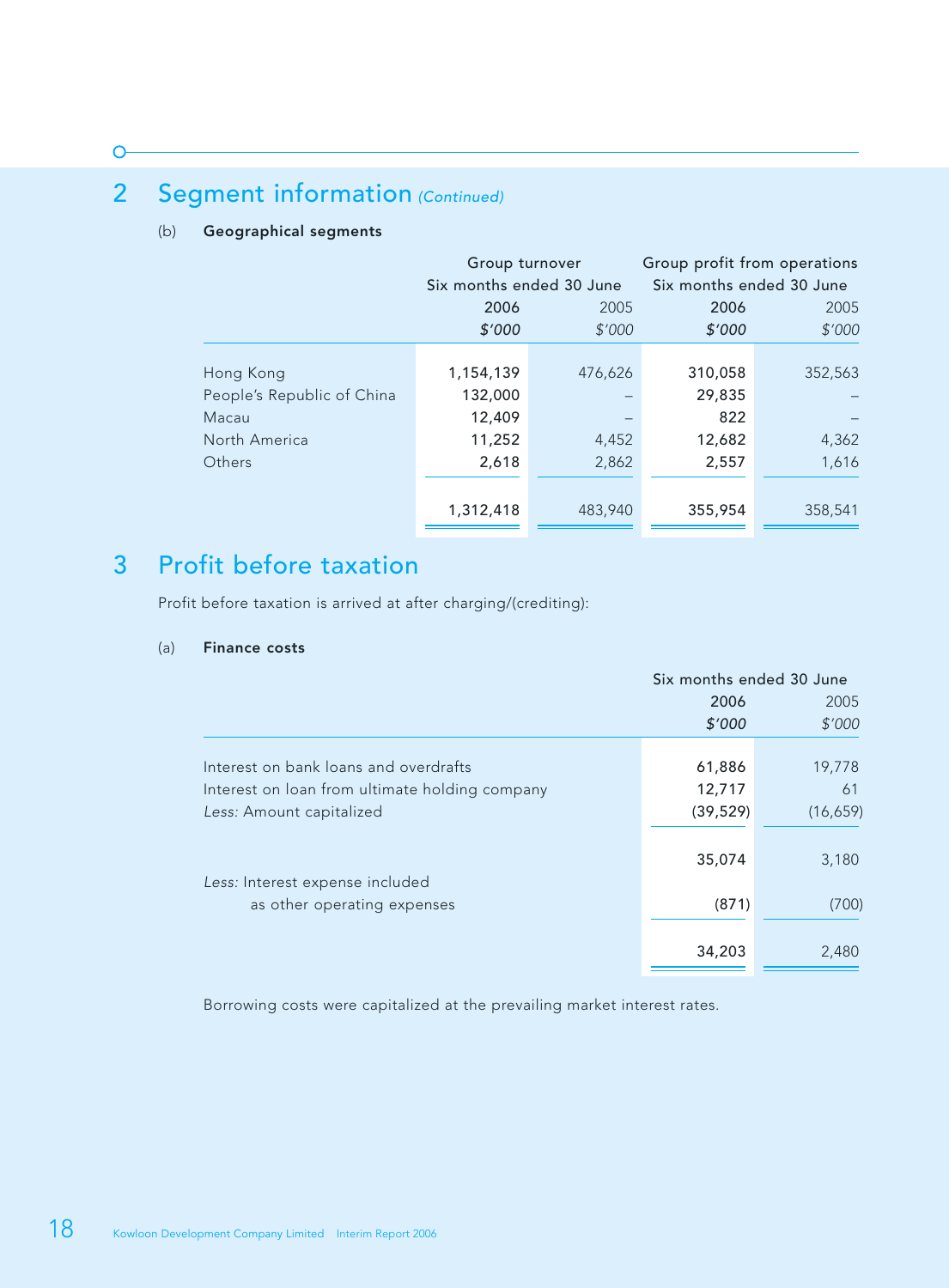## 2 Segment information *(Continued)*

(b) **Geographical segments**

| | Group turnover | | Group profit from operations | |
|---|---|---|---|---|
| | Six months ended 30 June | | Six months ended 30 June | |
| | **2006** | 2005 | **2006** | 2005 |
| | ***$'000*** | *$'000* | ***$'000*** | *$'000* |
| Hong Kong | **1,154,139** | 476,626 | **310,058** | 352,563 |
| People's Republic of China | **132,000** | – | **29,835** | – |
| Macau | **12,409** | – | **822** | – |
| North America | **11,252** | 4,452 | **12,682** | 4,362 |
| Others | **2,618** | 2,862 | **2,557** | 1,616 |
| | **1,312,418** | 483,940 | **355,954** | 358,541 |

## 3 Profit before taxation

Profit before taxation is arrived at after charging/(crediting):

(a) **Finance costs**

| | Six months ended 30 June | |
|---|---|---|
| | **2006** | 2005 |
| | ***$'000*** | *$'000* |
| Interest on bank loans and overdrafts | **61,886** | 19,778 |
| Interest on loan from ultimate holding company | **12,717** | 61 |
| *Less:* Amount capitalized | **(39,529)** | (16,659) |
| | **35,074** | 3,180 |
| *Less:* Interest expense included as other operating expenses | **(871)** | (700) |
| | **34,203** | 2,480 |

Borrowing costs were capitalized at the prevailing market interest rates.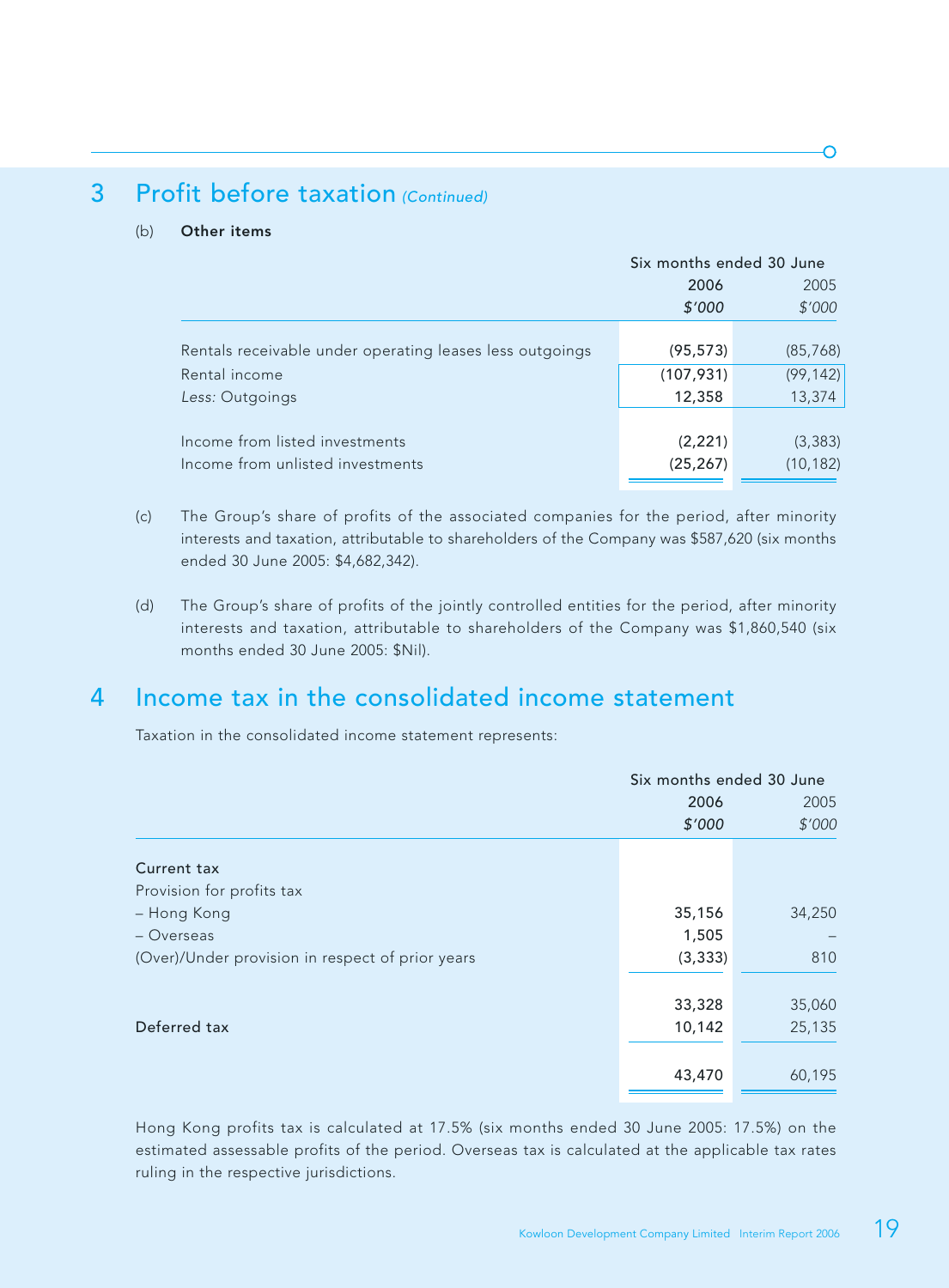## 3 Profit before taxation *(Continued)*

(b) **Other items**

| | Six months ended 30 June | |
|---|---|---|
| | **2006** | 2005 |
| | ***$'000*** | *$'000* |
| Rentals receivable under operating leases less outgoings | **(95,573)** | (85,768) |
| Rental income | **(107,931)** | (99,142) |
| *Less:* Outgoings | **12,358** | 13,374 |
| Income from listed investments | **(2,221)** | (3,383) |
| Income from unlisted investments | **(25,267)** | (10,182) |

(c) The Group's share of profits of the associated companies for the period, after minority interests and taxation, attributable to shareholders of the Company was $587,620 (six months ended 30 June 2005: $4,682,342).

(d) The Group's share of profits of the jointly controlled entities for the period, after minority interests and taxation, attributable to shareholders of the Company was $1,860,540 (six months ended 30 June 2005: $Nil).

## 4 Income tax in the consolidated income statement

Taxation in the consolidated income statement represents:

| | Six months ended 30 June | |
|---|---|---|
| | **2006** | 2005 |
| | ***$'000*** | *$'000* |
| Current tax | | |
| Provision for profits tax | | |
| – Hong Kong | **35,156** | 34,250 |
| – Overseas | **1,505** | – |
| (Over)/Under provision in respect of prior years | **(3,333)** | 810 |
| | **33,328** | 35,060 |
| Deferred tax | **10,142** | 25,135 |
| | **43,470** | 60,195 |

Hong Kong profits tax is calculated at 17.5% (six months ended 30 June 2005: 17.5%) on the estimated assessable profits of the period. Overseas tax is calculated at the applicable tax rates ruling in the respective jurisdictions.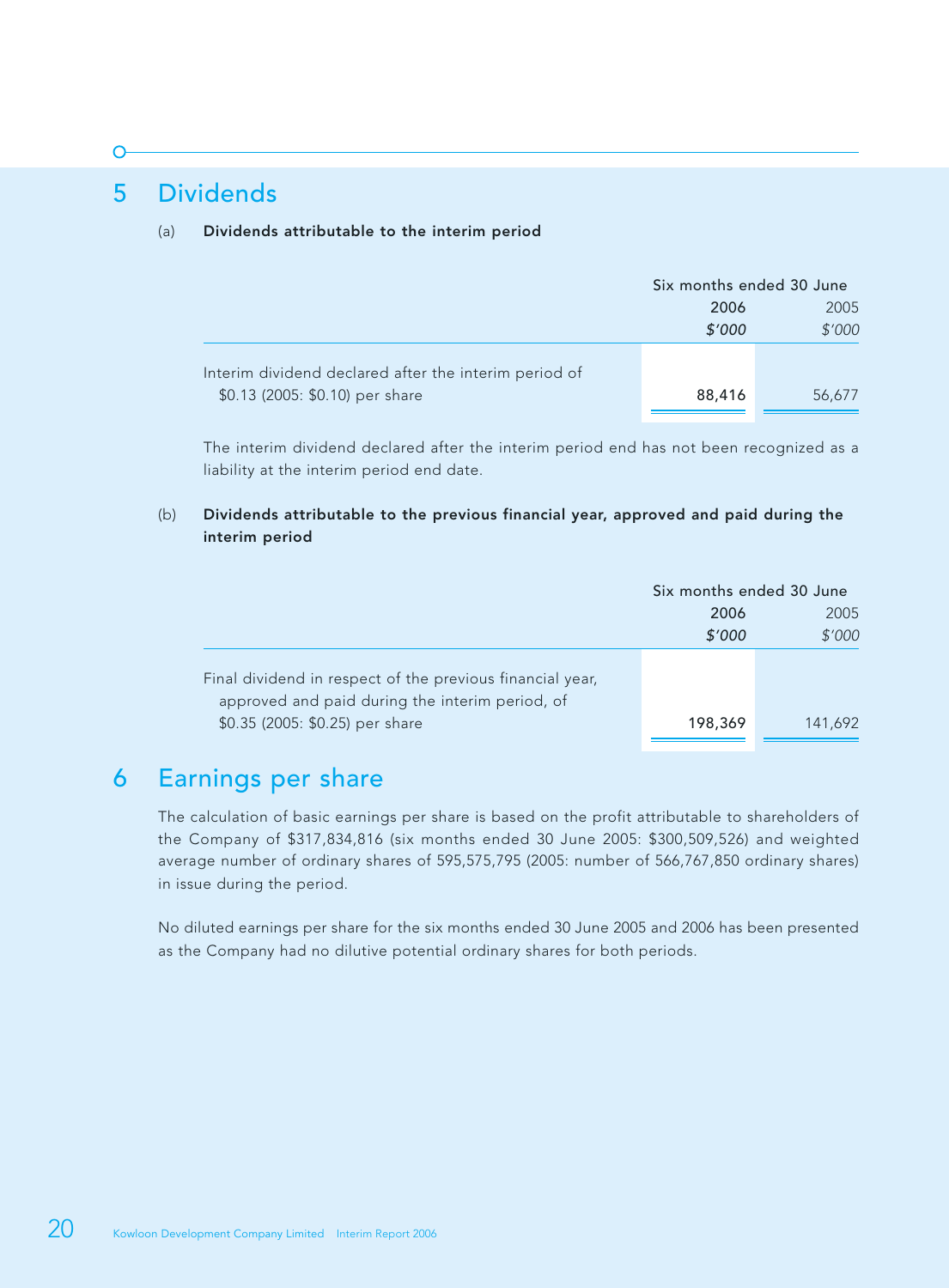## 5 Dividends

(a) **Dividends attributable to the interim period**

| | Six months ended 30 June | |
|---|---|---|
| | 2006 | 2005 |
| | *$'000* | *$'000* |
| Interim dividend declared after the interim period of $0.13 (2005: $0.10) per share | 88,416 | 56,677 |

The interim dividend declared after the interim period end has not been recognized as a liability at the interim period end date.

(b) **Dividends attributable to the previous financial year, approved and paid during the interim period**

| | Six months ended 30 June | |
|---|---|---|
| | 2006 | 2005 |
| | *$'000* | *$'000* |
| Final dividend in respect of the previous financial year, approved and paid during the interim period, of $0.35 (2005: $0.25) per share | 198,369 | 141,692 |

## 6 Earnings per share

The calculation of basic earnings per share is based on the profit attributable to shareholders of the Company of $317,834,816 (six months ended 30 June 2005: $300,509,526) and weighted average number of ordinary shares of 595,575,795 (2005: number of 566,767,850 ordinary shares) in issue during the period.

No diluted earnings per share for the six months ended 30 June 2005 and 2006 has been presented as the Company had no dilutive potential ordinary shares for both periods.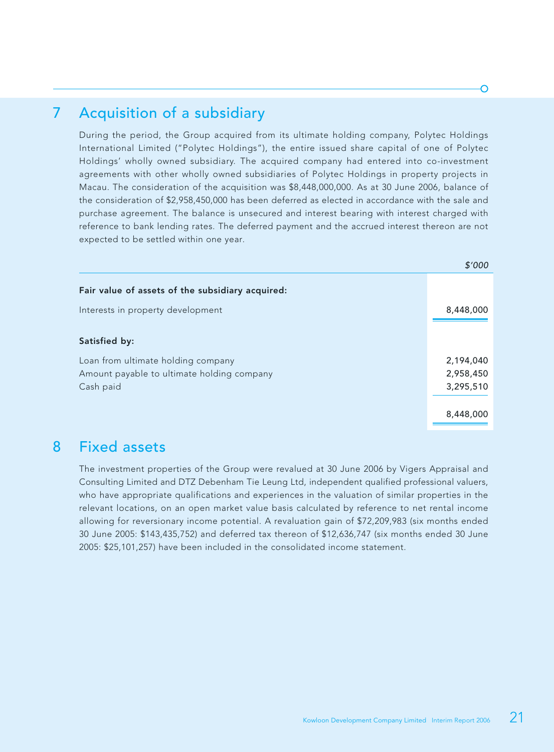## 7 Acquisition of a subsidiary

During the period, the Group acquired from its ultimate holding company, Polytec Holdings International Limited ("Polytec Holdings"), the entire issued share capital of one of Polytec Holdings' wholly owned subsidiary. The acquired company had entered into co-investment agreements with other wholly owned subsidiaries of Polytec Holdings in property projects in Macau. The consideration of the acquisition was $8,448,000,000. As at 30 June 2006, balance of the consideration of $2,958,450,000 has been deferred as elected in accordance with the sale and purchase agreement. The balance is unsecured and interest bearing with interest charged with reference to bank lending rates. The deferred payment and the accrued interest thereon are not expected to be settled within one year.

| | *$'000* |
|---|---|
| **Fair value of assets of the subsidiary acquired:** | |
| Interests in property development | 8,448,000 |
| **Satisfied by:** | |
| Loan from ultimate holding company | 2,194,040 |
| Amount payable to ultimate holding company | 2,958,450 |
| Cash paid | 3,295,510 |
| | 8,448,000 |

## 8 Fixed assets

The investment properties of the Group were revalued at 30 June 2006 by Vigers Appraisal and Consulting Limited and DTZ Debenham Tie Leung Ltd, independent qualified professional valuers, who have appropriate qualifications and experiences in the valuation of similar properties in the relevant locations, on an open market value basis calculated by reference to net rental income allowing for reversionary income potential. A revaluation gain of $72,209,983 (six months ended 30 June 2005: $143,435,752) and deferred tax thereon of $12,636,747 (six months ended 30 June 2005: $25,101,257) have been included in the consolidated income statement.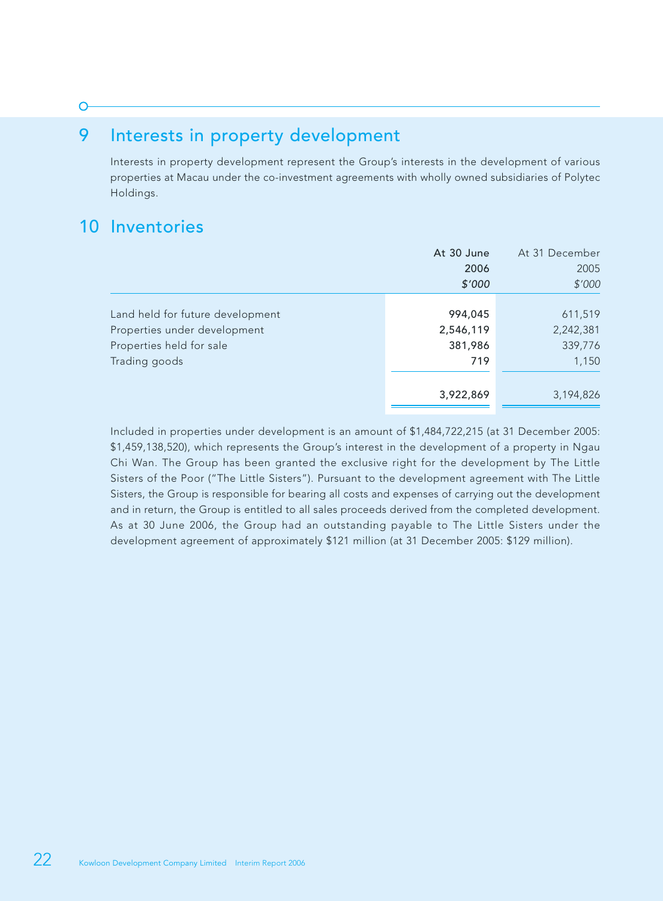## 9 Interests in property development

Interests in property development represent the Group's interests in the development of various properties at Macau under the co-investment agreements with wholly owned subsidiaries of Polytec Holdings.

## 10 Inventories

| | At 30 June 2006 $'000 | At 31 December 2005 $'000 |
|---|---|---|
| Land held for future development | 994,045 | 611,519 |
| Properties under development | 2,546,119 | 2,242,381 |
| Properties held for sale | 381,986 | 339,776 |
| Trading goods | 719 | 1,150 |
| | 3,922,869 | 3,194,826 |

Included in properties under development is an amount of $1,484,722,215 (at 31 December 2005: $1,459,138,520), which represents the Group's interest in the development of a property in Ngau Chi Wan. The Group has been granted the exclusive right for the development by The Little Sisters of the Poor ("The Little Sisters"). Pursuant to the development agreement with The Little Sisters, the Group is responsible for bearing all costs and expenses of carrying out the development and in return, the Group is entitled to all sales proceeds derived from the completed development. As at 30 June 2006, the Group had an outstanding payable to The Little Sisters under the development agreement of approximately $121 million (at 31 December 2005: $129 million).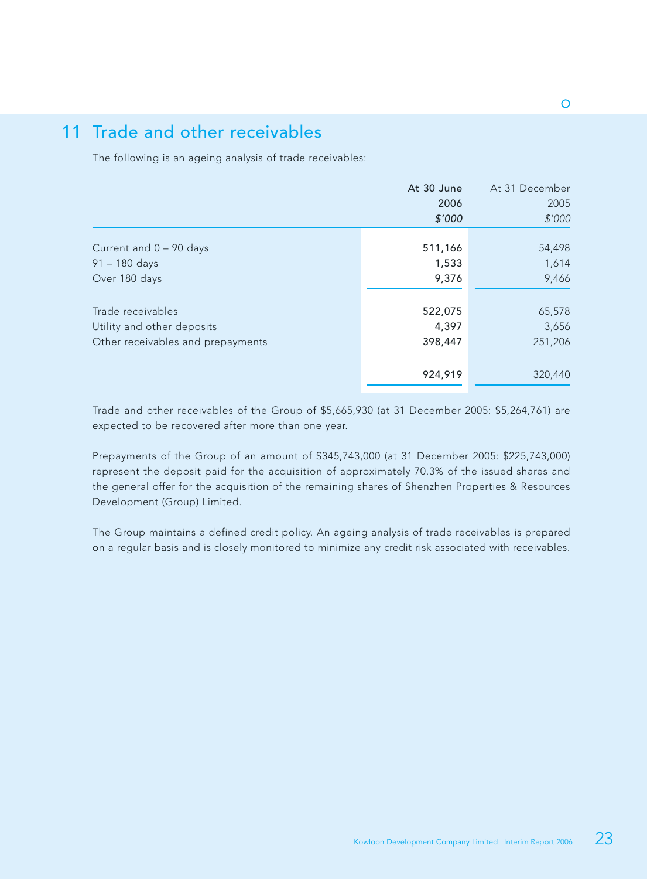## 11 Trade and other receivables

The following is an ageing analysis of trade receivables:

| | At 30 June 2006 *$'000* | At 31 December 2005 *$'000* |
|---|---|---|
| Current and 0 – 90 days | 511,166 | 54,498 |
| 91 – 180 days | 1,533 | 1,614 |
| Over 180 days | 9,376 | 9,466 |
| Trade receivables | 522,075 | 65,578 |
| Utility and other deposits | 4,397 | 3,656 |
| Other receivables and prepayments | 398,447 | 251,206 |
| | 924,919 | 320,440 |

Trade and other receivables of the Group of $5,665,930 (at 31 December 2005: $5,264,761) are expected to be recovered after more than one year.

Prepayments of the Group of an amount of $345,743,000 (at 31 December 2005: $225,743,000) represent the deposit paid for the acquisition of approximately 70.3% of the issued shares and the general offer for the acquisition of the remaining shares of Shenzhen Properties & Resources Development (Group) Limited.

The Group maintains a defined credit policy. An ageing analysis of trade receivables is prepared on a regular basis and is closely monitored to minimize any credit risk associated with receivables.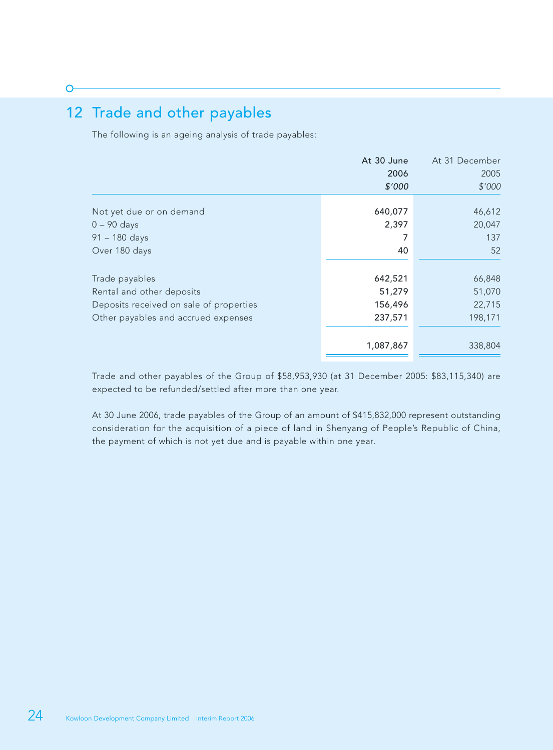## 12 Trade and other payables

The following is an ageing analysis of trade payables:

| | At 30 June 2006 *$'000* | At 31 December 2005 *$'000* |
|---|---|---|
| Not yet due or on demand | 640,077 | 46,612 |
| 0 – 90 days | 2,397 | 20,047 |
| 91 – 180 days | 7 | 137 |
| Over 180 days | 40 | 52 |
| Trade payables | 642,521 | 66,848 |
| Rental and other deposits | 51,279 | 51,070 |
| Deposits received on sale of properties | 156,496 | 22,715 |
| Other payables and accrued expenses | 237,571 | 198,171 |
| | 1,087,867 | 338,804 |

Trade and other payables of the Group of $58,953,930 (at 31 December 2005: $83,115,340) are expected to be refunded/settled after more than one year.

At 30 June 2006, trade payables of the Group of an amount of $415,832,000 represent outstanding consideration for the acquisition of a piece of land in Shenyang of People's Republic of China, the payment of which is not yet due and is payable within one year.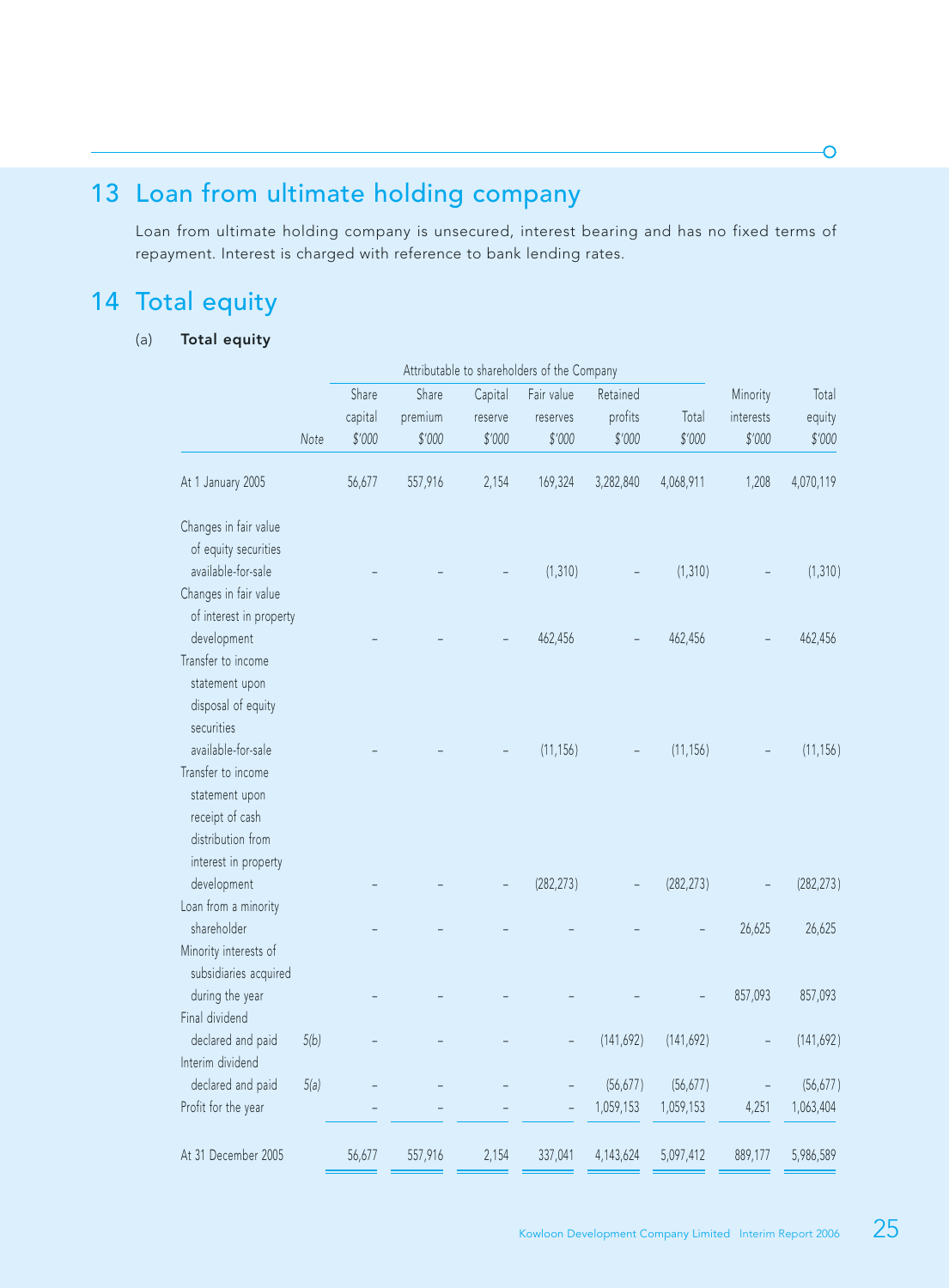## 13 Loan from ultimate holding company

Loan from ultimate holding company is unsecured, interest bearing and has no fixed terms of repayment. Interest is charged with reference to bank lending rates.

## 14 Total equity

### (a) Total equity

| | | Attributable to shareholders of the Company | | | | | | | |
|---|---|---|---|---|---|---|---|---|---|
| | Note | Share capital $'000 | Share premium $'000 | Capital reserve $'000 | Fair value reserves $'000 | Retained profits $'000 | Total $'000 | Minority interests $'000 | Total equity $'000 |
| At 1 January 2005 | | 56,677 | 557,916 | 2,154 | 169,324 | 3,282,840 | 4,068,911 | 1,208 | 4,070,119 |
| Changes in fair value of equity securities available-for-sale | | – | – | – | (1,310) | – | (1,310) | – | (1,310) |
| Changes in fair value of interest in property development | | – | – | – | 462,456 | – | 462,456 | – | 462,456 |
| Transfer to income statement upon disposal of equity securities available-for-sale | | – | – | – | (11,156) | – | (11,156) | – | (11,156) |
| Transfer to income statement upon receipt of cash distribution from interest in property development | | – | – | – | (282,273) | – | (282,273) | – | (282,273) |
| Loan from a minority shareholder | | – | – | – | – | – | – | 26,625 | 26,625 |
| Minority interests of subsidiaries acquired during the year | | – | – | – | – | – | – | 857,093 | 857,093 |
| Final dividend declared and paid | 5(b) | – | – | – | – | (141,692) | (141,692) | – | (141,692) |
| Interim dividend declared and paid | 5(a) | – | – | – | – | (56,677) | (56,677) | – | (56,677) |
| Profit for the year | | – | – | – | – | 1,059,153 | 1,059,153 | 4,251 | 1,063,404 |
| At 31 December 2005 | | 56,677 | 557,916 | 2,154 | 337,041 | 4,143,624 | 5,097,412 | 889,177 | 5,986,589 |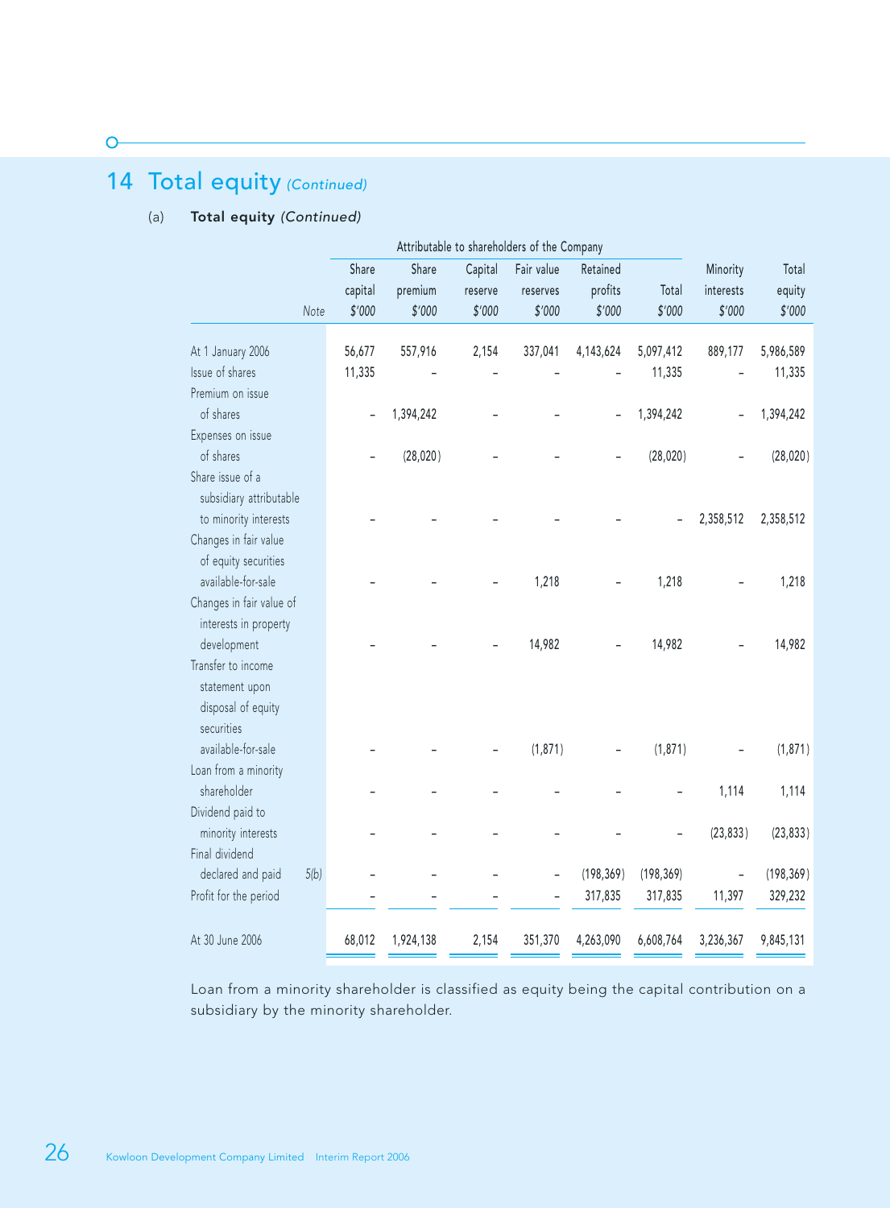# 14 Total equity *(Continued)*

## (a) **Total equity** *(Continued)*

| | Note | Attributable to shareholders of the Company | | | | | | Minority interests | Total equity |
|---|---|---|---|---|---|---|---|---|---|
| | | Share capital | Share premium | Capital reserve | Fair value reserves | Retained profits | Total | | |
| | | $'000 | $'000 | $'000 | $'000 | $'000 | $'000 | $'000 | $'000 |
| At 1 January 2006 | | 56,677 | 557,916 | 2,154 | 337,041 | 4,143,624 | 5,097,412 | 889,177 | 5,986,589 |
| Issue of shares | | 11,335 | – | – | – | – | 11,335 | – | 11,335 |
| Premium on issue of shares | | – | 1,394,242 | – | – | – | 1,394,242 | – | 1,394,242 |
| Expenses on issue of shares | | – | (28,020) | – | – | – | (28,020) | – | (28,020) |
| Share issue of a subsidiary attributable to minority interests | | – | – | – | – | – | – | 2,358,512 | 2,358,512 |
| Changes in fair value of equity securities available-for-sale | | – | – | – | 1,218 | – | 1,218 | – | 1,218 |
| Changes in fair value of interests in property development | | – | – | – | 14,982 | – | 14,982 | – | 14,982 |
| Transfer to income statement upon disposal of equity securities available-for-sale | | – | – | – | (1,871) | – | (1,871) | – | (1,871) |
| Loan from a minority shareholder | | – | – | – | – | – | – | 1,114 | 1,114 |
| Dividend paid to minority interests | | – | – | – | – | – | – | (23,833) | (23,833) |
| Final dividend declared and paid | 5(b) | – | – | – | – | (198,369) | (198,369) | – | (198,369) |
| Profit for the period | | – | – | – | – | 317,835 | 317,835 | 11,397 | 329,232 |
| At 30 June 2006 | | 68,012 | 1,924,138 | 2,154 | 351,370 | 4,263,090 | 6,608,764 | 3,236,367 | 9,845,131 |

Loan from a minority shareholder is classified as equity being the capital contribution on a subsidiary by the minority shareholder.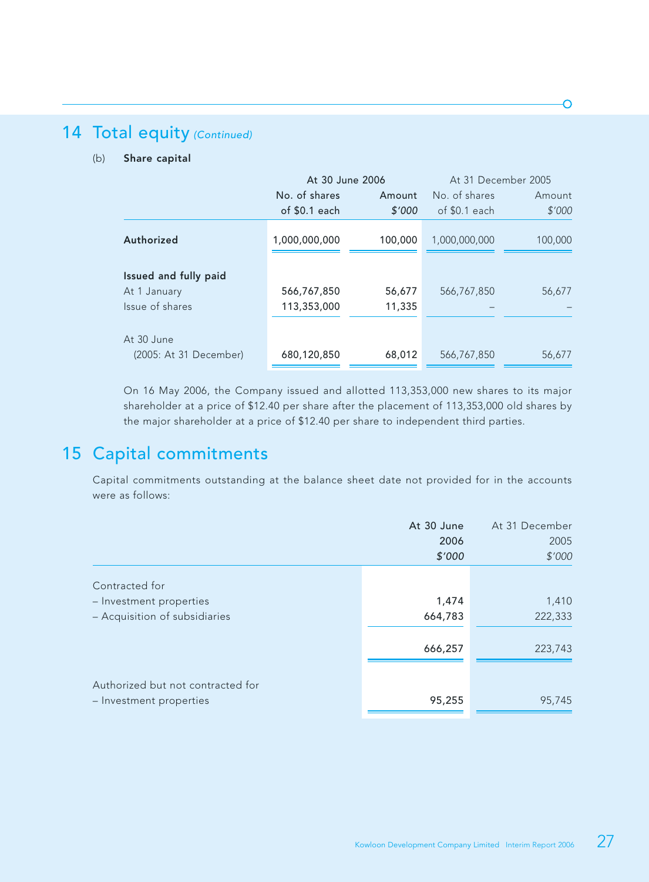## 14 Total equity *(Continued)*

(b) **Share capital**

| | At 30 June 2006 | | At 31 December 2005 | |
|---|---|---|---|---|
| | No. of shares of $0.1 each | Amount *$'000* | No. of shares of $0.1 each | Amount *$'000* |
| **Authorized** | 1,000,000,000 | 100,000 | 1,000,000,000 | 100,000 |
| **Issued and fully paid** | | | | |
| At 1 January | 566,767,850 | 56,677 | 566,767,850 | 56,677 |
| Issue of shares | 113,353,000 | 11,335 | – | – |
| At 30 June (2005: At 31 December) | 680,120,850 | 68,012 | 566,767,850 | 56,677 |

On 16 May 2006, the Company issued and allotted 113,353,000 new shares to its major shareholder at a price of $12.40 per share after the placement of 113,353,000 old shares by the major shareholder at a price of $12.40 per share to independent third parties.

## 15 Capital commitments

Capital commitments outstanding at the balance sheet date not provided for in the accounts were as follows:

| | At 30 June 2006 *$'000* | At 31 December 2005 *$'000* |
|---|---|---|
| Contracted for | | |
| – Investment properties | 1,474 | 1,410 |
| – Acquisition of subsidiaries | 664,783 | 222,333 |
| | 666,257 | 223,743 |
| Authorized but not contracted for | | |
| – Investment properties | 95,255 | 95,745 |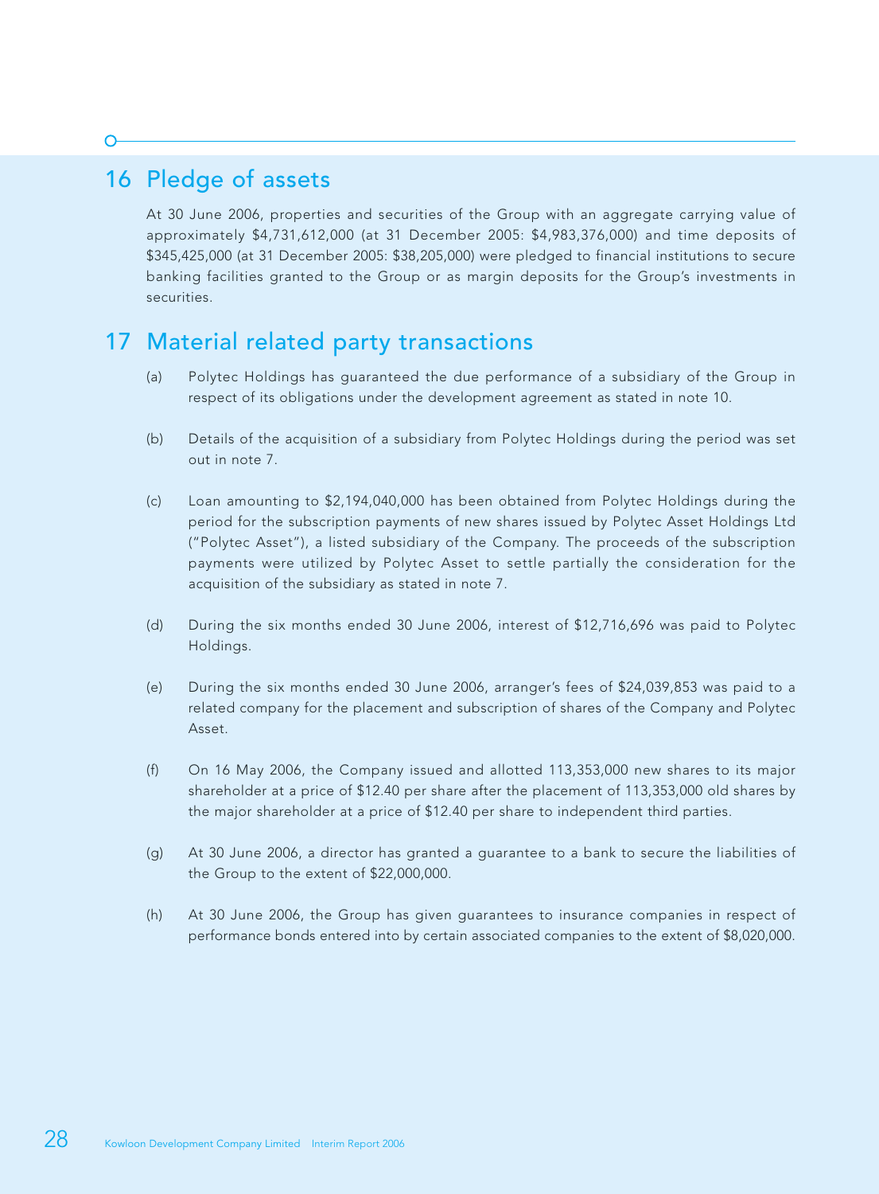## 16 Pledge of assets

At 30 June 2006, properties and securities of the Group with an aggregate carrying value of approximately $4,731,612,000 (at 31 December 2005: $4,983,376,000) and time deposits of $345,425,000 (at 31 December 2005: $38,205,000) were pledged to financial institutions to secure banking facilities granted to the Group or as margin deposits for the Group's investments in securities.

## 17 Material related party transactions

(a) Polytec Holdings has guaranteed the due performance of a subsidiary of the Group in respect of its obligations under the development agreement as stated in note 10.

(b) Details of the acquisition of a subsidiary from Polytec Holdings during the period was set out in note 7.

(c) Loan amounting to $2,194,040,000 has been obtained from Polytec Holdings during the period for the subscription payments of new shares issued by Polytec Asset Holdings Ltd ("Polytec Asset"), a listed subsidiary of the Company. The proceeds of the subscription payments were utilized by Polytec Asset to settle partially the consideration for the acquisition of the subsidiary as stated in note 7.

(d) During the six months ended 30 June 2006, interest of $12,716,696 was paid to Polytec Holdings.

(e) During the six months ended 30 June 2006, arranger's fees of $24,039,853 was paid to a related company for the placement and subscription of shares of the Company and Polytec Asset.

(f) On 16 May 2006, the Company issued and allotted 113,353,000 new shares to its major shareholder at a price of $12.40 per share after the placement of 113,353,000 old shares by the major shareholder at a price of $12.40 per share to independent third parties.

(g) At 30 June 2006, a director has granted a guarantee to a bank to secure the liabilities of the Group to the extent of $22,000,000.

(h) At 30 June 2006, the Group has given guarantees to insurance companies in respect of performance bonds entered into by certain associated companies to the extent of $8,020,000.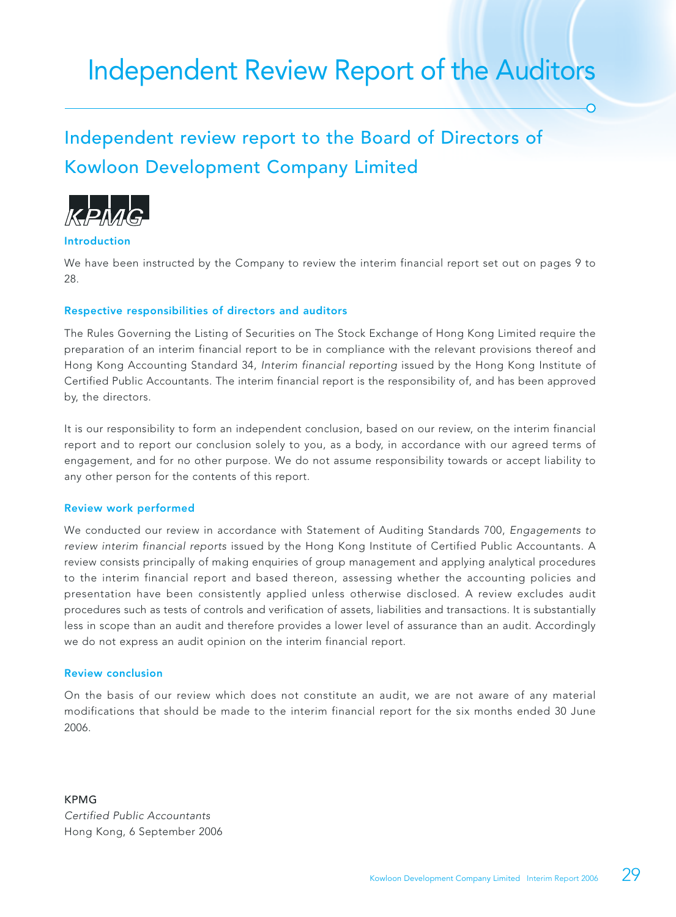# Independent Review Report of the Auditors

## Independent review report to the Board of Directors of Kowloon Development Company Limited

KPMG

### Introduction

We have been instructed by the Company to review the interim financial report set out on pages 9 to 28.

### Respective responsibilities of directors and auditors

The Rules Governing the Listing of Securities on The Stock Exchange of Hong Kong Limited require the preparation of an interim financial report to be in compliance with the relevant provisions thereof and Hong Kong Accounting Standard 34, *Interim financial reporting* issued by the Hong Kong Institute of Certified Public Accountants. The interim financial report is the responsibility of, and has been approved by, the directors.

It is our responsibility to form an independent conclusion, based on our review, on the interim financial report and to report our conclusion solely to you, as a body, in accordance with our agreed terms of engagement, and for no other purpose. We do not assume responsibility towards or accept liability to any other person for the contents of this report.

### Review work performed

We conducted our review in accordance with Statement of Auditing Standards 700, *Engagements to review interim financial reports* issued by the Hong Kong Institute of Certified Public Accountants. A review consists principally of making enquiries of group management and applying analytical procedures to the interim financial report and based thereon, assessing whether the accounting policies and presentation have been consistently applied unless otherwise disclosed. A review excludes audit procedures such as tests of controls and verification of assets, liabilities and transactions. It is substantially less in scope than an audit and therefore provides a lower level of assurance than an audit. Accordingly we do not express an audit opinion on the interim financial report.

### Review conclusion

On the basis of our review which does not constitute an audit, we are not aware of any material modifications that should be made to the interim financial report for the six months ended 30 June 2006.

KPMG
*Certified Public Accountants*
Hong Kong, 6 September 2006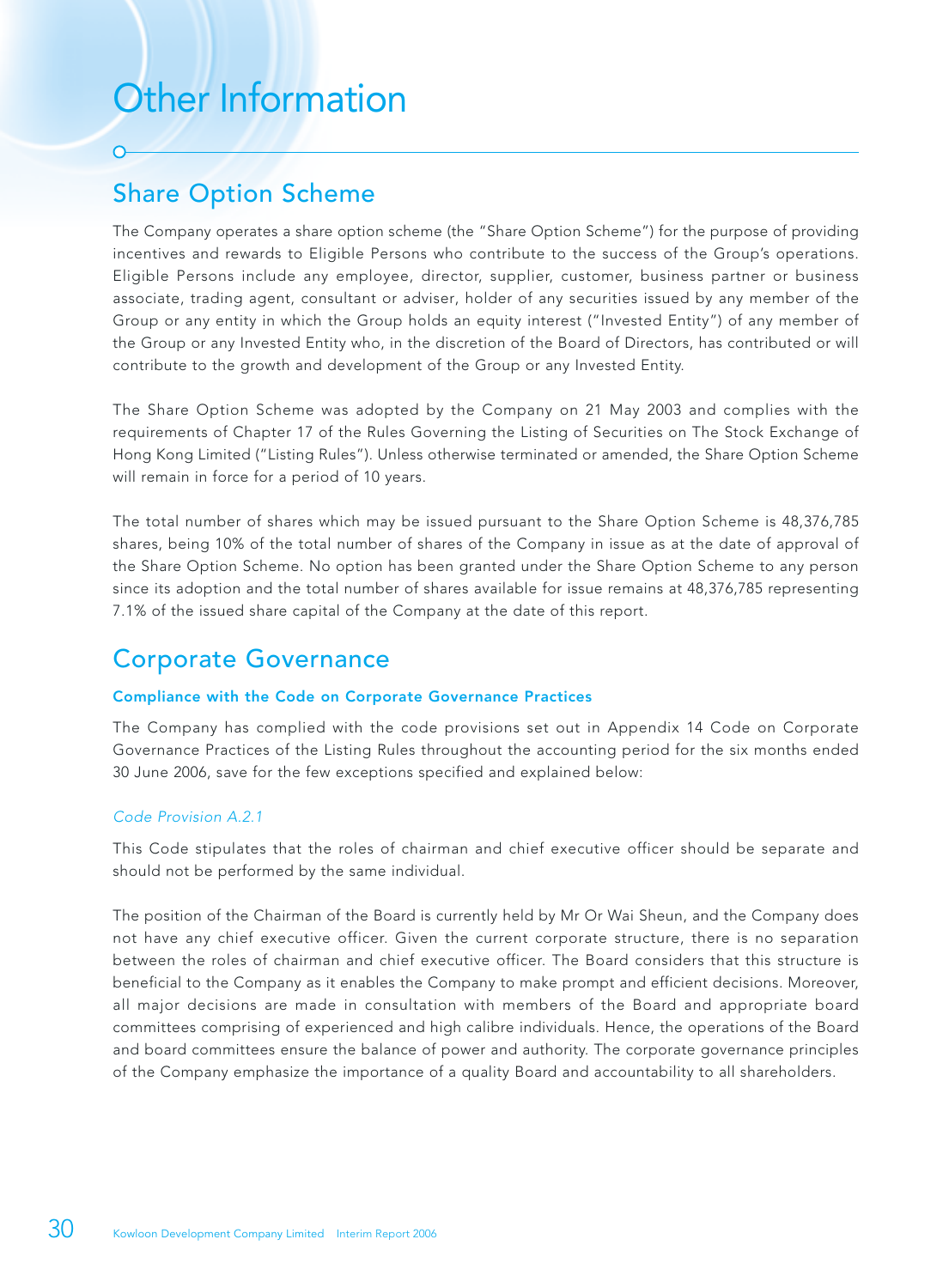# Other Information

## Share Option Scheme

The Company operates a share option scheme (the "Share Option Scheme") for the purpose of providing incentives and rewards to Eligible Persons who contribute to the success of the Group's operations. Eligible Persons include any employee, director, supplier, customer, business partner or business associate, trading agent, consultant or adviser, holder of any securities issued by any member of the Group or any entity in which the Group holds an equity interest ("Invested Entity") of any member of the Group or any Invested Entity who, in the discretion of the Board of Directors, has contributed or will contribute to the growth and development of the Group or any Invested Entity.

The Share Option Scheme was adopted by the Company on 21 May 2003 and complies with the requirements of Chapter 17 of the Rules Governing the Listing of Securities on The Stock Exchange of Hong Kong Limited ("Listing Rules"). Unless otherwise terminated or amended, the Share Option Scheme will remain in force for a period of 10 years.

The total number of shares which may be issued pursuant to the Share Option Scheme is 48,376,785 shares, being 10% of the total number of shares of the Company in issue as at the date of approval of the Share Option Scheme. No option has been granted under the Share Option Scheme to any person since its adoption and the total number of shares available for issue remains at 48,376,785 representing 7.1% of the issued share capital of the Company at the date of this report.

## Corporate Governance

### Compliance with the Code on Corporate Governance Practices

The Company has complied with the code provisions set out in Appendix 14 Code on Corporate Governance Practices of the Listing Rules throughout the accounting period for the six months ended 30 June 2006, save for the few exceptions specified and explained below:

*Code Provision A.2.1*

This Code stipulates that the roles of chairman and chief executive officer should be separate and should not be performed by the same individual.

The position of the Chairman of the Board is currently held by Mr Or Wai Sheun, and the Company does not have any chief executive officer. Given the current corporate structure, there is no separation between the roles of chairman and chief executive officer. The Board considers that this structure is beneficial to the Company as it enables the Company to make prompt and efficient decisions. Moreover, all major decisions are made in consultation with members of the Board and appropriate board committees comprising of experienced and high calibre individuals. Hence, the operations of the Board and board committees ensure the balance of power and authority. The corporate governance principles of the Company emphasize the importance of a quality Board and accountability to all shareholders.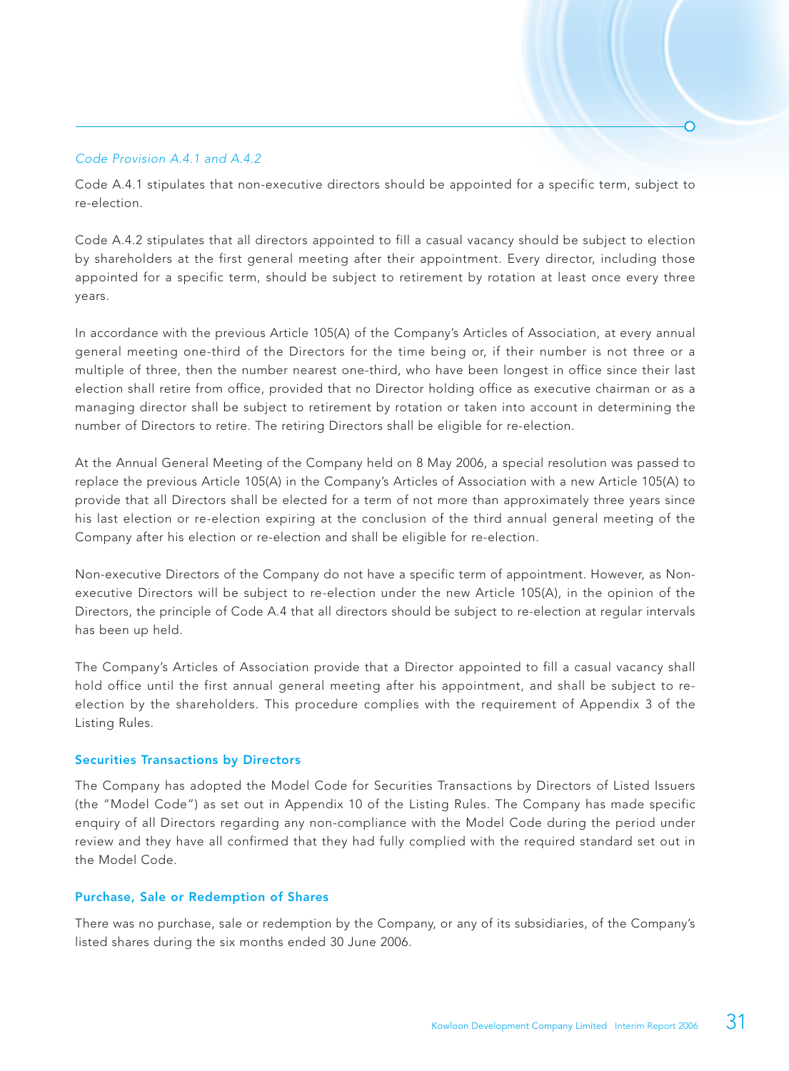*Code Provision A.4.1 and A.4.2*

Code A.4.1 stipulates that non-executive directors should be appointed for a specific term, subject to re-election.

Code A.4.2 stipulates that all directors appointed to fill a casual vacancy should be subject to election by shareholders at the first general meeting after their appointment. Every director, including those appointed for a specific term, should be subject to retirement by rotation at least once every three years.

In accordance with the previous Article 105(A) of the Company's Articles of Association, at every annual general meeting one-third of the Directors for the time being or, if their number is not three or a multiple of three, then the number nearest one-third, who have been longest in office since their last election shall retire from office, provided that no Director holding office as executive chairman or as a managing director shall be subject to retirement by rotation or taken into account in determining the number of Directors to retire. The retiring Directors shall be eligible for re-election.

At the Annual General Meeting of the Company held on 8 May 2006, a special resolution was passed to replace the previous Article 105(A) in the Company's Articles of Association with a new Article 105(A) to provide that all Directors shall be elected for a term of not more than approximately three years since his last election or re-election expiring at the conclusion of the third annual general meeting of the Company after his election or re-election and shall be eligible for re-election.

Non-executive Directors of the Company do not have a specific term of appointment. However, as Non-executive Directors will be subject to re-election under the new Article 105(A), in the opinion of the Directors, the principle of Code A.4 that all directors should be subject to re-election at regular intervals has been up held.

The Company's Articles of Association provide that a Director appointed to fill a casual vacancy shall hold office until the first annual general meeting after his appointment, and shall be subject to re-election by the shareholders. This procedure complies with the requirement of Appendix 3 of the Listing Rules.

## Securities Transactions by Directors

The Company has adopted the Model Code for Securities Transactions by Directors of Listed Issuers (the "Model Code") as set out in Appendix 10 of the Listing Rules. The Company has made specific enquiry of all Directors regarding any non-compliance with the Model Code during the period under review and they have all confirmed that they had fully complied with the required standard set out in the Model Code.

## Purchase, Sale or Redemption of Shares

There was no purchase, sale or redemption by the Company, or any of its subsidiaries, of the Company's listed shares during the six months ended 30 June 2006.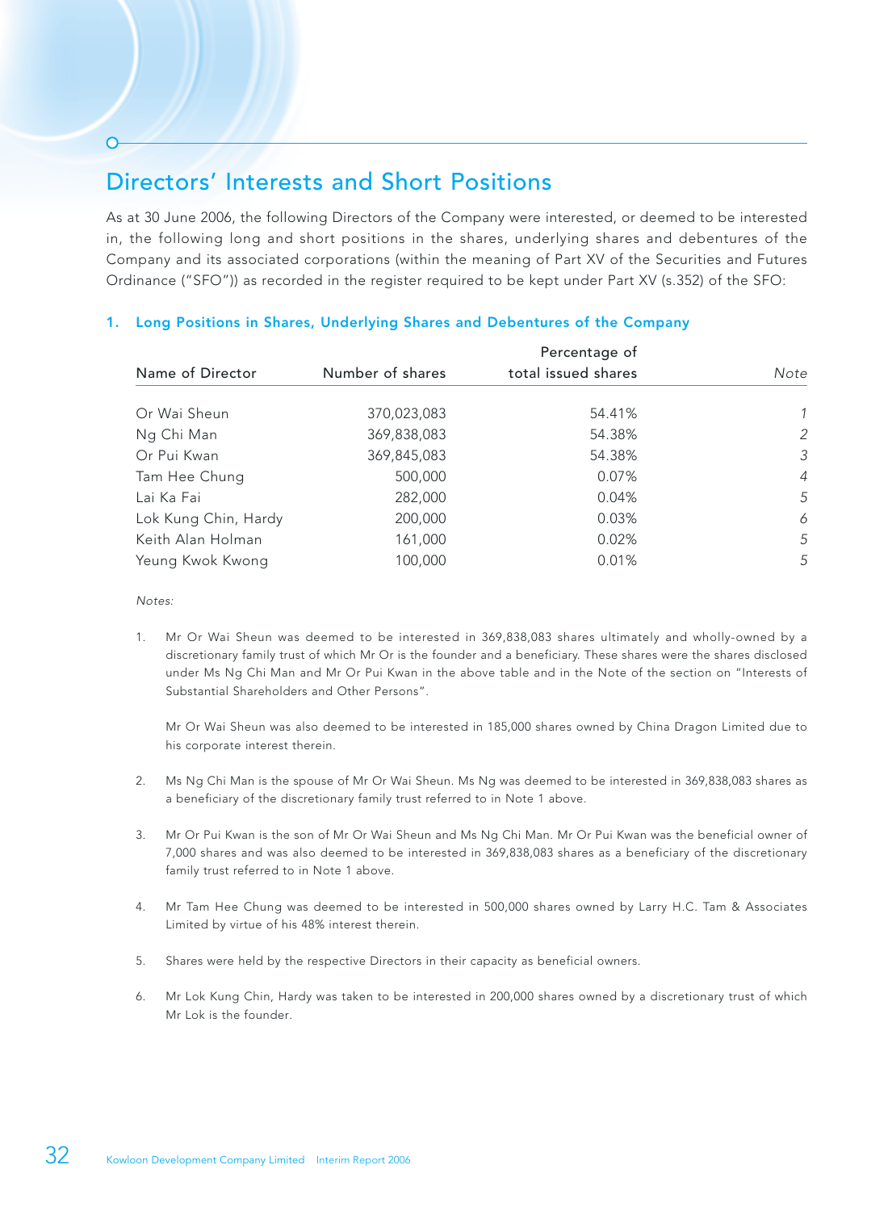# Directors' Interests and Short Positions

As at 30 June 2006, the following Directors of the Company were interested, or deemed to be interested in, the following long and short positions in the shares, underlying shares and debentures of the Company and its associated corporations (within the meaning of Part XV of the Securities and Futures Ordinance ("SFO")) as recorded in the register required to be kept under Part XV (s.352) of the SFO:

## 1. Long Positions in Shares, Underlying Shares and Debentures of the Company

| Name of Director | Number of shares | Percentage of total issued shares | *Note* |
|---|---|---|---|
| Or Wai Sheun | 370,023,083 | 54.41% | *1* |
| Ng Chi Man | 369,838,083 | 54.38% | *2* |
| Or Pui Kwan | 369,845,083 | 54.38% | *3* |
| Tam Hee Chung | 500,000 | 0.07% | *4* |
| Lai Ka Fai | 282,000 | 0.04% | *5* |
| Lok Kung Chin, Hardy | 200,000 | 0.03% | *6* |
| Keith Alan Holman | 161,000 | 0.02% | *5* |
| Yeung Kwok Kwong | 100,000 | 0.01% | *5* |

*Notes:*

1. Mr Or Wai Sheun was deemed to be interested in 369,838,083 shares ultimately and wholly-owned by a discretionary family trust of which Mr Or is the founder and a beneficiary. These shares were the shares disclosed under Ms Ng Chi Man and Mr Or Pui Kwan in the above table and in the Note of the section on "Interests of Substantial Shareholders and Other Persons".

   Mr Or Wai Sheun was also deemed to be interested in 185,000 shares owned by China Dragon Limited due to his corporate interest therein.

2. Ms Ng Chi Man is the spouse of Mr Or Wai Sheun. Ms Ng was deemed to be interested in 369,838,083 shares as a beneficiary of the discretionary family trust referred to in Note 1 above.

3. Mr Or Pui Kwan is the son of Mr Or Wai Sheun and Ms Ng Chi Man. Mr Or Pui Kwan was the beneficial owner of 7,000 shares and was also deemed to be interested in 369,838,083 shares as a beneficiary of the discretionary family trust referred to in Note 1 above.

4. Mr Tam Hee Chung was deemed to be interested in 500,000 shares owned by Larry H.C. Tam & Associates Limited by virtue of his 48% interest therein.

5. Shares were held by the respective Directors in their capacity as beneficial owners.

6. Mr Lok Kung Chin, Hardy was taken to be interested in 200,000 shares owned by a discretionary trust of which Mr Lok is the founder.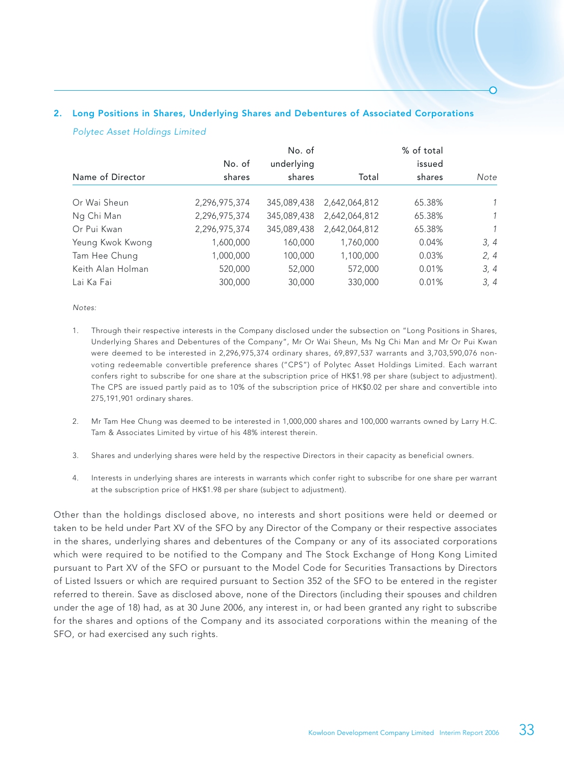## 2. Long Positions in Shares, Underlying Shares and Debentures of Associated Corporations

*Polytec Asset Holdings Limited*

| Name of Director | No. of shares | No. of underlying shares | Total | % of total issued shares | *Note* |
|---|---|---|---|---|---|
| Or Wai Sheun | 2,296,975,374 | 345,089,438 | 2,642,064,812 | 65.38% | *1* |
| Ng Chi Man | 2,296,975,374 | 345,089,438 | 2,642,064,812 | 65.38% | *1* |
| Or Pui Kwan | 2,296,975,374 | 345,089,438 | 2,642,064,812 | 65.38% | *1* |
| Yeung Kwok Kwong | 1,600,000 | 160,000 | 1,760,000 | 0.04% | *3, 4* |
| Tam Hee Chung | 1,000,000 | 100,000 | 1,100,000 | 0.03% | *2, 4* |
| Keith Alan Holman | 520,000 | 52,000 | 572,000 | 0.01% | *3, 4* |
| Lai Ka Fai | 300,000 | 30,000 | 330,000 | 0.01% | *3, 4* |

*Notes:*

1. Through their respective interests in the Company disclosed under the subsection on "Long Positions in Shares, Underlying Shares and Debentures of the Company", Mr Or Wai Sheun, Ms Ng Chi Man and Mr Or Pui Kwan were deemed to be interested in 2,296,975,374 ordinary shares, 69,897,537 warrants and 3,703,590,076 non-voting redeemable convertible preference shares ("CPS") of Polytec Asset Holdings Limited. Each warrant confers right to subscribe for one share at the subscription price of HK$1.98 per share (subject to adjustment). The CPS are issued partly paid as to 10% of the subscription price of HK$0.02 per share and convertible into 275,191,901 ordinary shares.

2. Mr Tam Hee Chung was deemed to be interested in 1,000,000 shares and 100,000 warrants owned by Larry H.C. Tam & Associates Limited by virtue of his 48% interest therein.

3. Shares and underlying shares were held by the respective Directors in their capacity as beneficial owners.

4. Interests in underlying shares are interests in warrants which confer right to subscribe for one share per warrant at the subscription price of HK$1.98 per share (subject to adjustment).

Other than the holdings disclosed above, no interests and short positions were held or deemed or taken to be held under Part XV of the SFO by any Director of the Company or their respective associates in the shares, underlying shares and debentures of the Company or any of its associated corporations which were required to be notified to the Company and The Stock Exchange of Hong Kong Limited pursuant to Part XV of the SFO or pursuant to the Model Code for Securities Transactions by Directors of Listed Issuers or which are required pursuant to Section 352 of the SFO to be entered in the register referred to therein. Save as disclosed above, none of the Directors (including their spouses and children under the age of 18) had, as at 30 June 2006, any interest in, or had been granted any right to subscribe for the shares and options of the Company and its associated corporations within the meaning of the SFO, or had exercised any such rights.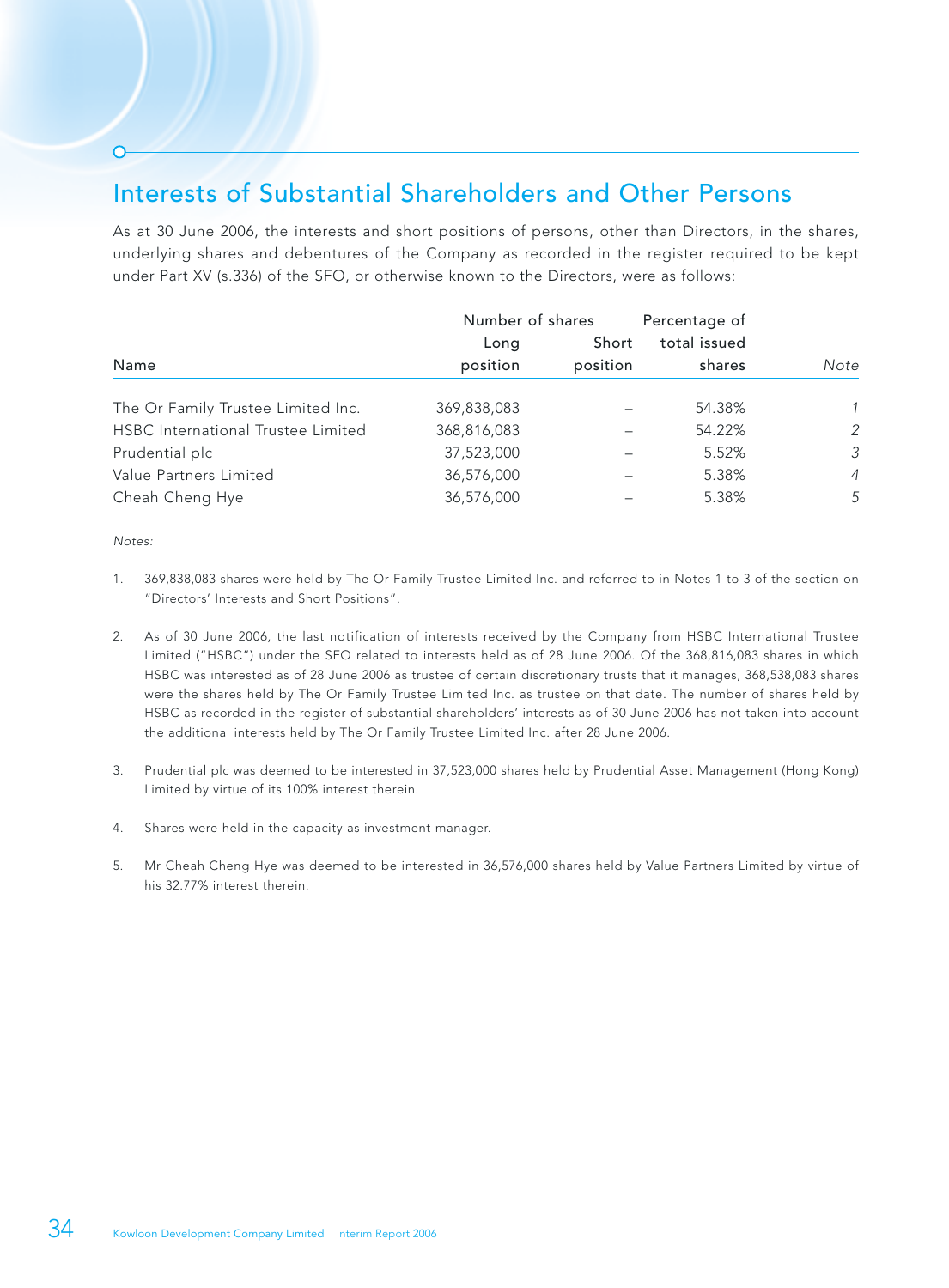## Interests of Substantial Shareholders and Other Persons

As at 30 June 2006, the interests and short positions of persons, other than Directors, in the shares, underlying shares and debentures of the Company as recorded in the register required to be kept under Part XV (s.336) of the SFO, or otherwise known to the Directors, were as follows:

| Name | Number of shares Long position | Number of shares Short position | Percentage of total issued shares | *Note* |
|---|---|---|---|---|
| The Or Family Trustee Limited Inc. | 369,838,083 | – | 54.38% | *1* |
| HSBC International Trustee Limited | 368,816,083 | – | 54.22% | *2* |
| Prudential plc | 37,523,000 | – | 5.52% | *3* |
| Value Partners Limited | 36,576,000 | – | 5.38% | *4* |
| Cheah Cheng Hye | 36,576,000 | – | 5.38% | *5* |

*Notes:*

1. 369,838,083 shares were held by The Or Family Trustee Limited Inc. and referred to in Notes 1 to 3 of the section on "Directors' Interests and Short Positions".

2. As of 30 June 2006, the last notification of interests received by the Company from HSBC International Trustee Limited ("HSBC") under the SFO related to interests held as of 28 June 2006. Of the 368,816,083 shares in which HSBC was interested as of 28 June 2006 as trustee of certain discretionary trusts that it manages, 368,538,083 shares were the shares held by The Or Family Trustee Limited Inc. as trustee on that date. The number of shares held by HSBC as recorded in the register of substantial shareholders' interests as of 30 June 2006 has not taken into account the additional interests held by The Or Family Trustee Limited Inc. after 28 June 2006.

3. Prudential plc was deemed to be interested in 37,523,000 shares held by Prudential Asset Management (Hong Kong) Limited by virtue of its 100% interest therein.

4. Shares were held in the capacity as investment manager.

5. Mr Cheah Cheng Hye was deemed to be interested in 36,576,000 shares held by Value Partners Limited by virtue of his 32.77% interest therein.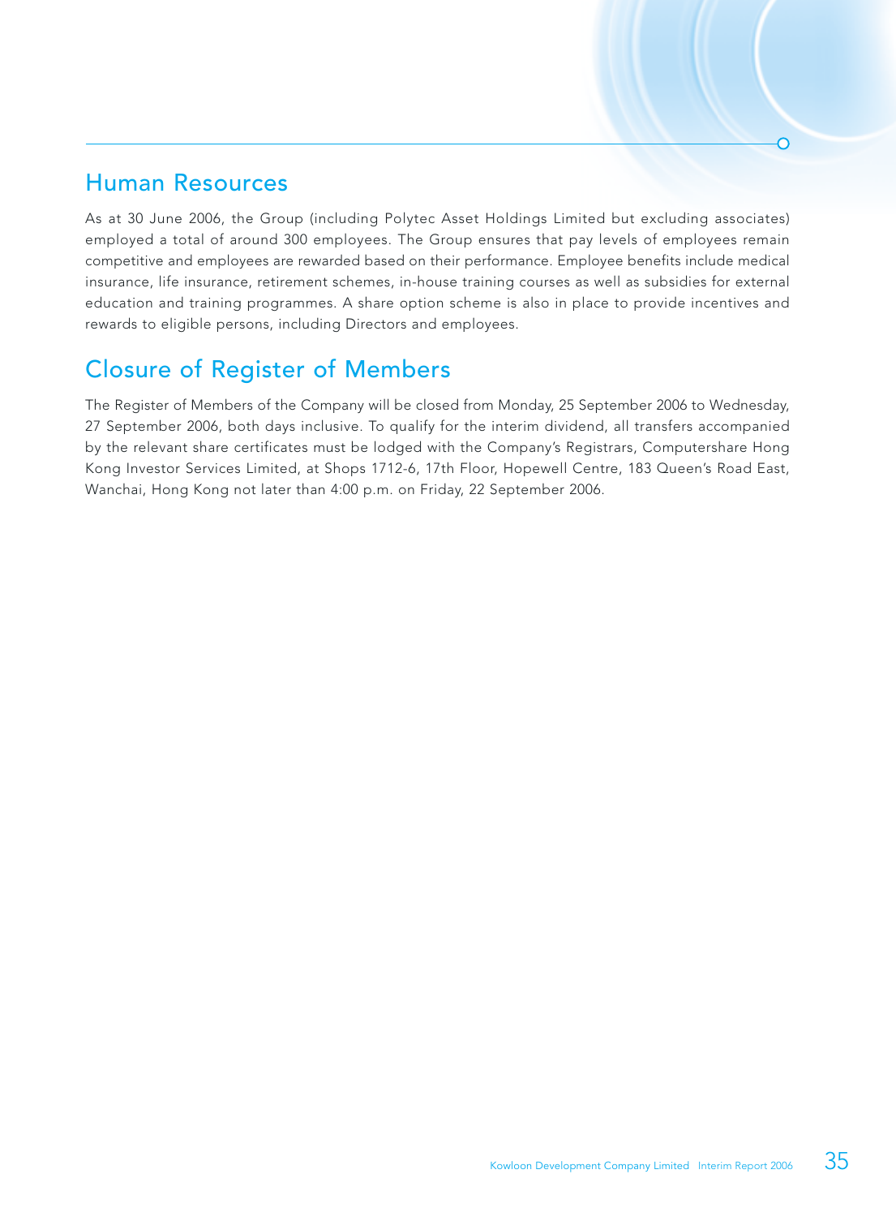## Human Resources

As at 30 June 2006, the Group (including Polytec Asset Holdings Limited but excluding associates) employed a total of around 300 employees. The Group ensures that pay levels of employees remain competitive and employees are rewarded based on their performance. Employee benefits include medical insurance, life insurance, retirement schemes, in-house training courses as well as subsidies for external education and training programmes. A share option scheme is also in place to provide incentives and rewards to eligible persons, including Directors and employees.

## Closure of Register of Members

The Register of Members of the Company will be closed from Monday, 25 September 2006 to Wednesday, 27 September 2006, both days inclusive. To qualify for the interim dividend, all transfers accompanied by the relevant share certificates must be lodged with the Company's Registrars, Computershare Hong Kong Investor Services Limited, at Shops 1712-6, 17th Floor, Hopewell Centre, 183 Queen's Road East, Wanchai, Hong Kong not later than 4:00 p.m. on Friday, 22 September 2006.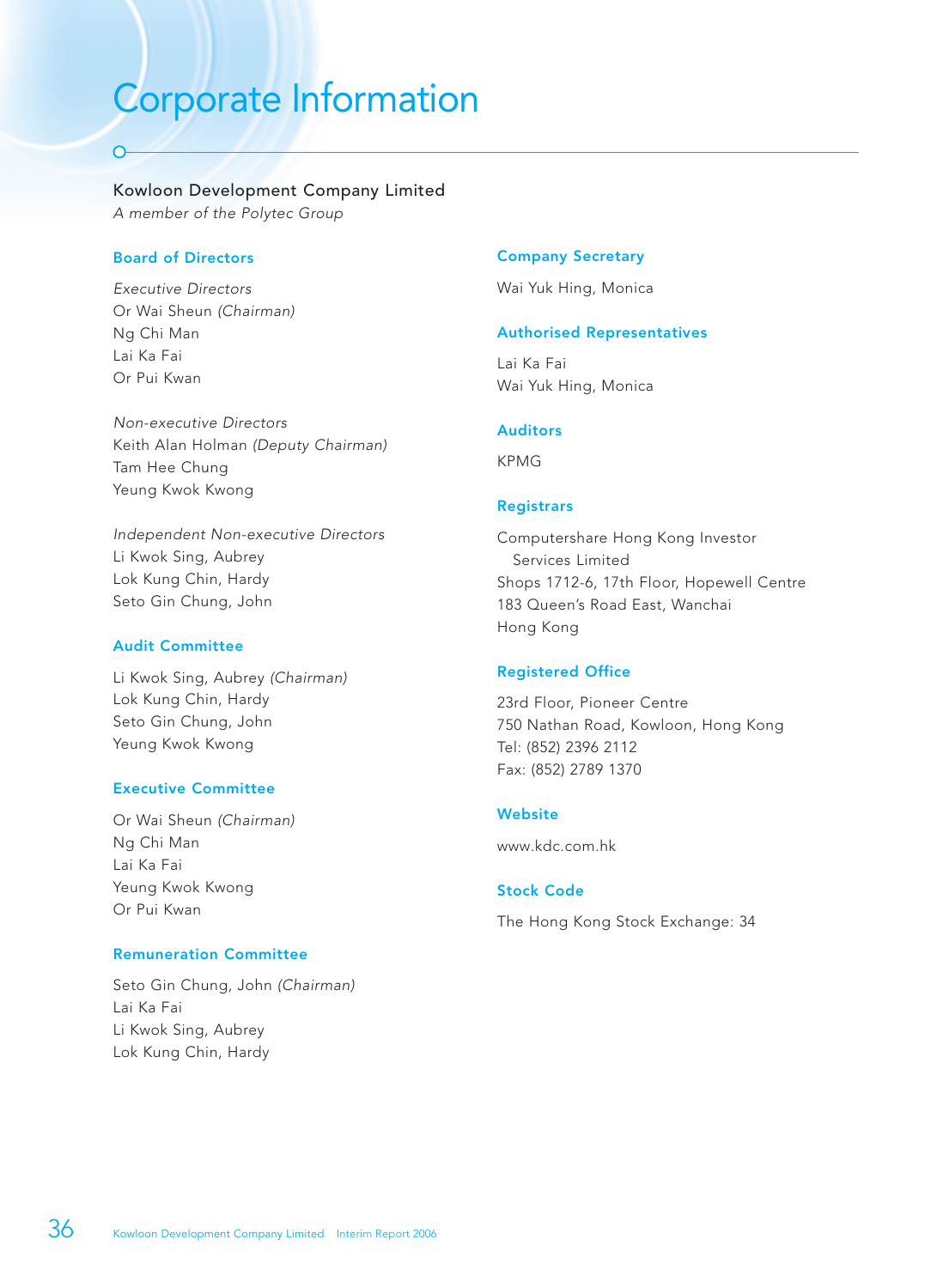# Corporate Information

Kowloon Development Company Limited

*A member of the Polytec Group*

## Board of Directors

*Executive Directors*

Or Wai Sheun *(Chairman)*
Ng Chi Man
Lai Ka Fai
Or Pui Kwan

*Non-executive Directors*

Keith Alan Holman *(Deputy Chairman)*
Tam Hee Chung
Yeung Kwok Kwong

*Independent Non-executive Directors*

Li Kwok Sing, Aubrey
Lok Kung Chin, Hardy
Seto Gin Chung, John

## Audit Committee

Li Kwok Sing, Aubrey *(Chairman)*
Lok Kung Chin, Hardy
Seto Gin Chung, John
Yeung Kwok Kwong

## Executive Committee

Or Wai Sheun *(Chairman)*
Ng Chi Man
Lai Ka Fai
Yeung Kwok Kwong
Or Pui Kwan

## Remuneration Committee

Seto Gin Chung, John *(Chairman)*
Lai Ka Fai
Li Kwok Sing, Aubrey
Lok Kung Chin, Hardy

## Company Secretary

Wai Yuk Hing, Monica

## Authorised Representatives

Lai Ka Fai
Wai Yuk Hing, Monica

## Auditors

KPMG

## Registrars

Computershare Hong Kong Investor Services Limited
Shops 1712-6, 17th Floor, Hopewell Centre
183 Queen's Road East, Wanchai
Hong Kong

## Registered Office

23rd Floor, Pioneer Centre
750 Nathan Road, Kowloon, Hong Kong
Tel: (852) 2396 2112
Fax: (852) 2789 1370

## Website

www.kdc.com.hk

## Stock Code

The Hong Kong Stock Exchange: 34